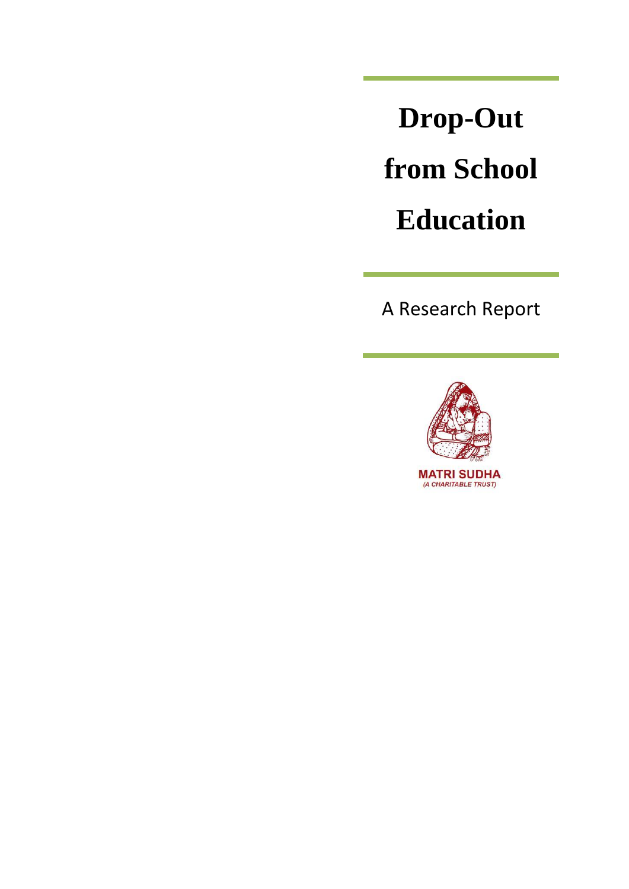# Drop-Out from School Education

A Research Report

MATRI SUDHA
*(A CHARITABLE TRUST)*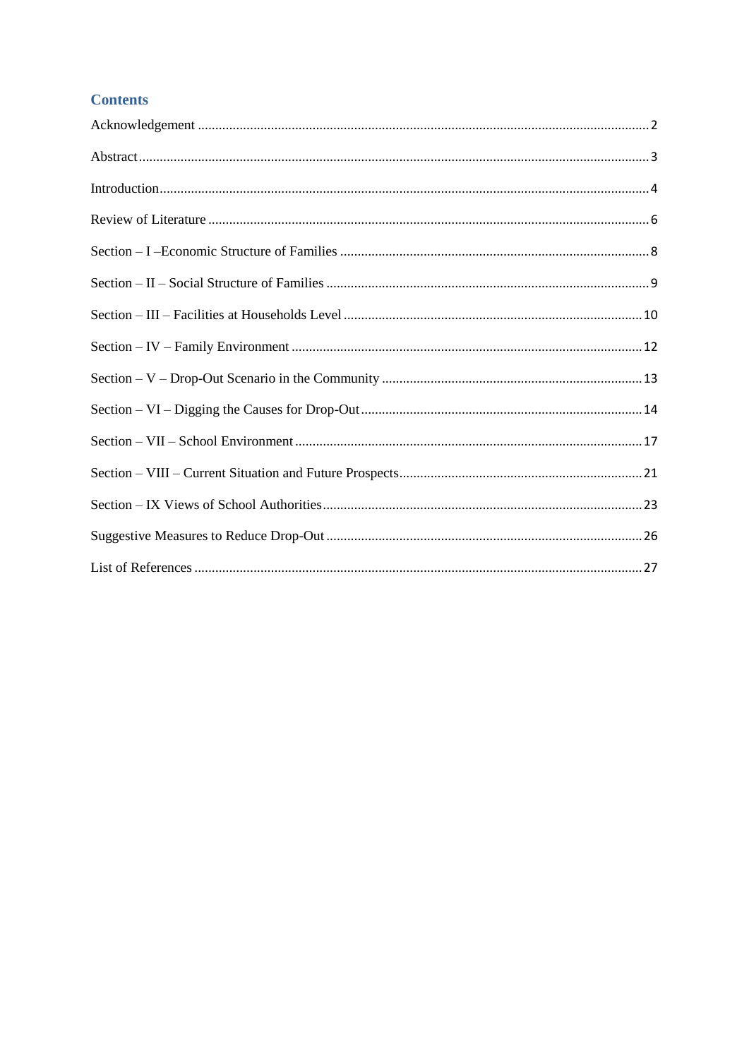## Contents

Acknowledgement ........................................................................................................................ 2

Abstract ........................................................................................................................................ 3

Introduction .................................................................................................................................. 4

Review of Literature .................................................................................................................... 6

Section – I –Economic Structure of Families ............................................................................... 8

Section – II – Social Structure of Families .................................................................................. 9

Section – III – Facilities at Households Level ............................................................................ 10

Section – IV – Family Environment ........................................................................................... 12

Section – V – Drop-Out Scenario in the Community ................................................................ 13

Section – VI – Digging the Causes for Drop-Out ....................................................................... 14

Section – VII – School Environment .......................................................................................... 17

Section – VIII – Current Situation and Future Prospects ........................................................... 21

Section – IX Views of School Authorities .................................................................................. 23

Suggestive Measures to Reduce Drop-Out ................................................................................. 26

List of References ....................................................................................................................... 27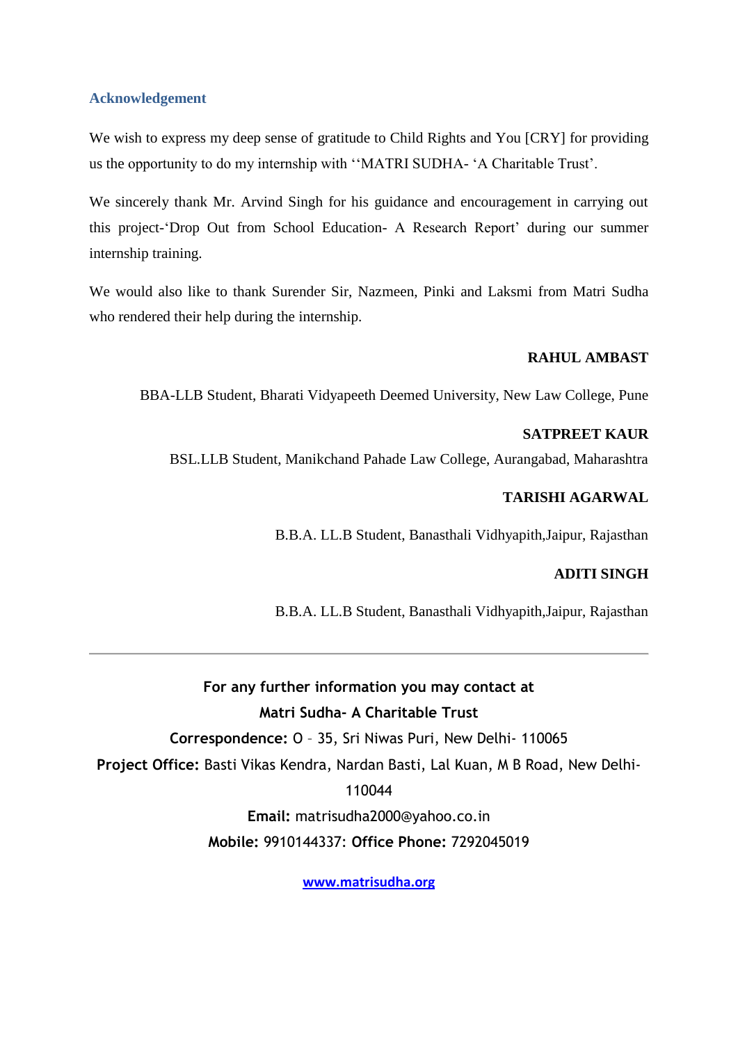## Acknowledgement

We wish to express my deep sense of gratitude to Child Rights and You [CRY] for providing us the opportunity to do my internship with ''MATRI SUDHA- 'A Charitable Trust'.

We sincerely thank Mr. Arvind Singh for his guidance and encouragement in carrying out this project-'Drop Out from School Education- A Research Report' during our summer internship training.

We would also like to thank Surender Sir, Nazmeen, Pinki and Laksmi from Matri Sudha who rendered their help during the internship.

**RAHUL AMBAST**

BBA-LLB Student, Bharati Vidyapeeth Deemed University, New Law College, Pune

**SATPREET KAUR**

BSL.LLB Student, Manikchand Pahade Law College, Aurangabad, Maharashtra

**TARISHI AGARWAL**

B.B.A. LL.B Student, Banasthali Vidhyapith,Jaipur, Rajasthan

**ADITI SINGH**

B.B.A. LL.B Student, Banasthali Vidhyapith,Jaipur, Rajasthan

---

**For any further information you may contact at**

**Matri Sudha- A Charitable Trust**

**Correspondence:** O – 35, Sri Niwas Puri, New Delhi- 110065

**Project Office:** Basti Vikas Kendra, Nardan Basti, Lal Kuan, M B Road, New Delhi-110044

**Email:** matrisudha2000@yahoo.co.in

**Mobile:** 9910144337: **Office Phone:** 7292045019

www.matrisudha.org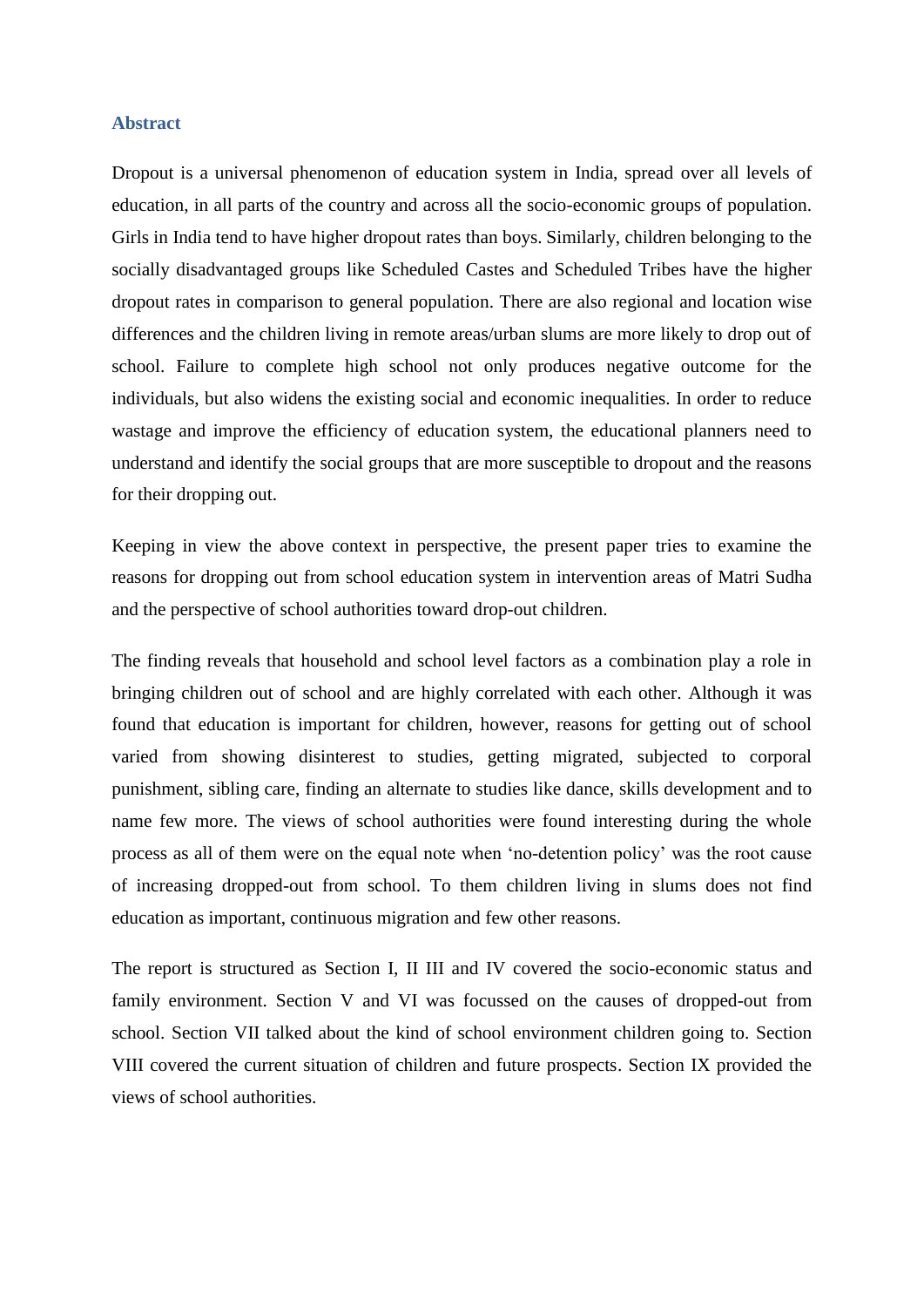## Abstract

Dropout is a universal phenomenon of education system in India, spread over all levels of education, in all parts of the country and across all the socio-economic groups of population. Girls in India tend to have higher dropout rates than boys. Similarly, children belonging to the socially disadvantaged groups like Scheduled Castes and Scheduled Tribes have the higher dropout rates in comparison to general population. There are also regional and location wise differences and the children living in remote areas/urban slums are more likely to drop out of school. Failure to complete high school not only produces negative outcome for the individuals, but also widens the existing social and economic inequalities. In order to reduce wastage and improve the efficiency of education system, the educational planners need to understand and identify the social groups that are more susceptible to dropout and the reasons for their dropping out.

Keeping in view the above context in perspective, the present paper tries to examine the reasons for dropping out from school education system in intervention areas of Matri Sudha and the perspective of school authorities toward drop-out children.

The finding reveals that household and school level factors as a combination play a role in bringing children out of school and are highly correlated with each other. Although it was found that education is important for children, however, reasons for getting out of school varied from showing disinterest to studies, getting migrated, subjected to corporal punishment, sibling care, finding an alternate to studies like dance, skills development and to name few more. The views of school authorities were found interesting during the whole process as all of them were on the equal note when 'no-detention policy' was the root cause of increasing dropped-out from school. To them children living in slums does not find education as important, continuous migration and few other reasons.

The report is structured as Section I, II III and IV covered the socio-economic status and family environment. Section V and VI was focussed on the causes of dropped-out from school. Section VII talked about the kind of school environment children going to. Section VIII covered the current situation of children and future prospects. Section IX provided the views of school authorities.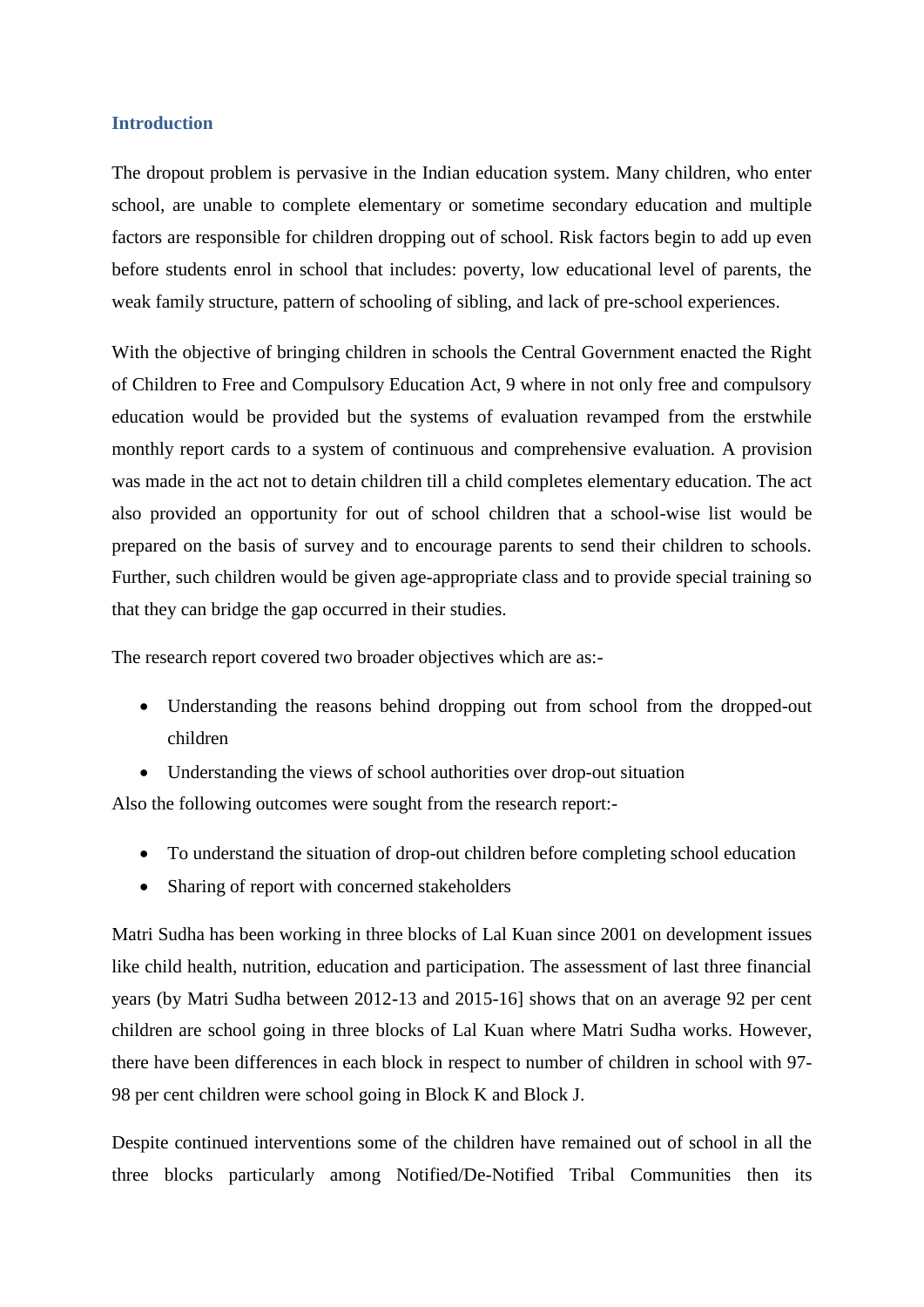## Introduction

The dropout problem is pervasive in the Indian education system. Many children, who enter school, are unable to complete elementary or sometime secondary education and multiple factors are responsible for children dropping out of school. Risk factors begin to add up even before students enrol in school that includes: poverty, low educational level of parents, the weak family structure, pattern of schooling of sibling, and lack of pre-school experiences.

With the objective of bringing children in schools the Central Government enacted the Right of Children to Free and Compulsory Education Act, 9 where in not only free and compulsory education would be provided but the systems of evaluation revamped from the erstwhile monthly report cards to a system of continuous and comprehensive evaluation. A provision was made in the act not to detain children till a child completes elementary education. The act also provided an opportunity for out of school children that a school-wise list would be prepared on the basis of survey and to encourage parents to send their children to schools. Further, such children would be given age-appropriate class and to provide special training so that they can bridge the gap occurred in their studies.

The research report covered two broader objectives which are as:-

- Understanding the reasons behind dropping out from school from the dropped-out children
- Understanding the views of school authorities over drop-out situation

Also the following outcomes were sought from the research report:-

- To understand the situation of drop-out children before completing school education
- Sharing of report with concerned stakeholders

Matri Sudha has been working in three blocks of Lal Kuan since 2001 on development issues like child health, nutrition, education and participation. The assessment of last three financial years (by Matri Sudha between 2012-13 and 2015-16] shows that on an average 92 per cent children are school going in three blocks of Lal Kuan where Matri Sudha works. However, there have been differences in each block in respect to number of children in school with 97-98 per cent children were school going in Block K and Block J.

Despite continued interventions some of the children have remained out of school in all the three blocks particularly among Notified/De-Notified Tribal Communities then its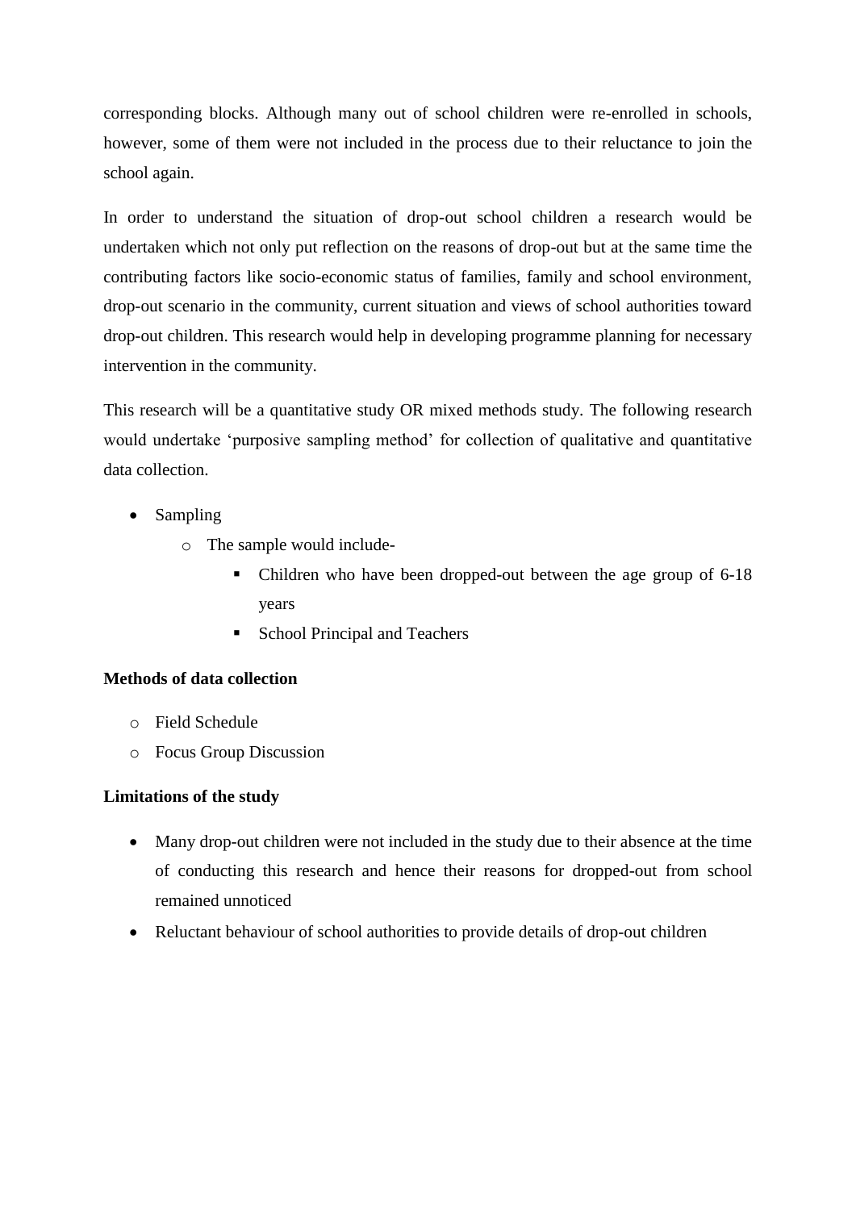corresponding blocks. Although many out of school children were re-enrolled in schools, however, some of them were not included in the process due to their reluctance to join the school again.

In order to understand the situation of drop-out school children a research would be undertaken which not only put reflection on the reasons of drop-out but at the same time the contributing factors like socio-economic status of families, family and school environment, drop-out scenario in the community, current situation and views of school authorities toward drop-out children. This research would help in developing programme planning for necessary intervention in the community.

This research will be a quantitative study OR mixed methods study. The following research would undertake 'purposive sampling method' for collection of qualitative and quantitative data collection.

- Sampling
  - The sample would include-
    - Children who have been dropped-out between the age group of 6-18 years
    - School Principal and Teachers

**Methods of data collection**

- Field Schedule
- Focus Group Discussion

**Limitations of the study**

- Many drop-out children were not included in the study due to their absence at the time of conducting this research and hence their reasons for dropped-out from school remained unnoticed
- Reluctant behaviour of school authorities to provide details of drop-out children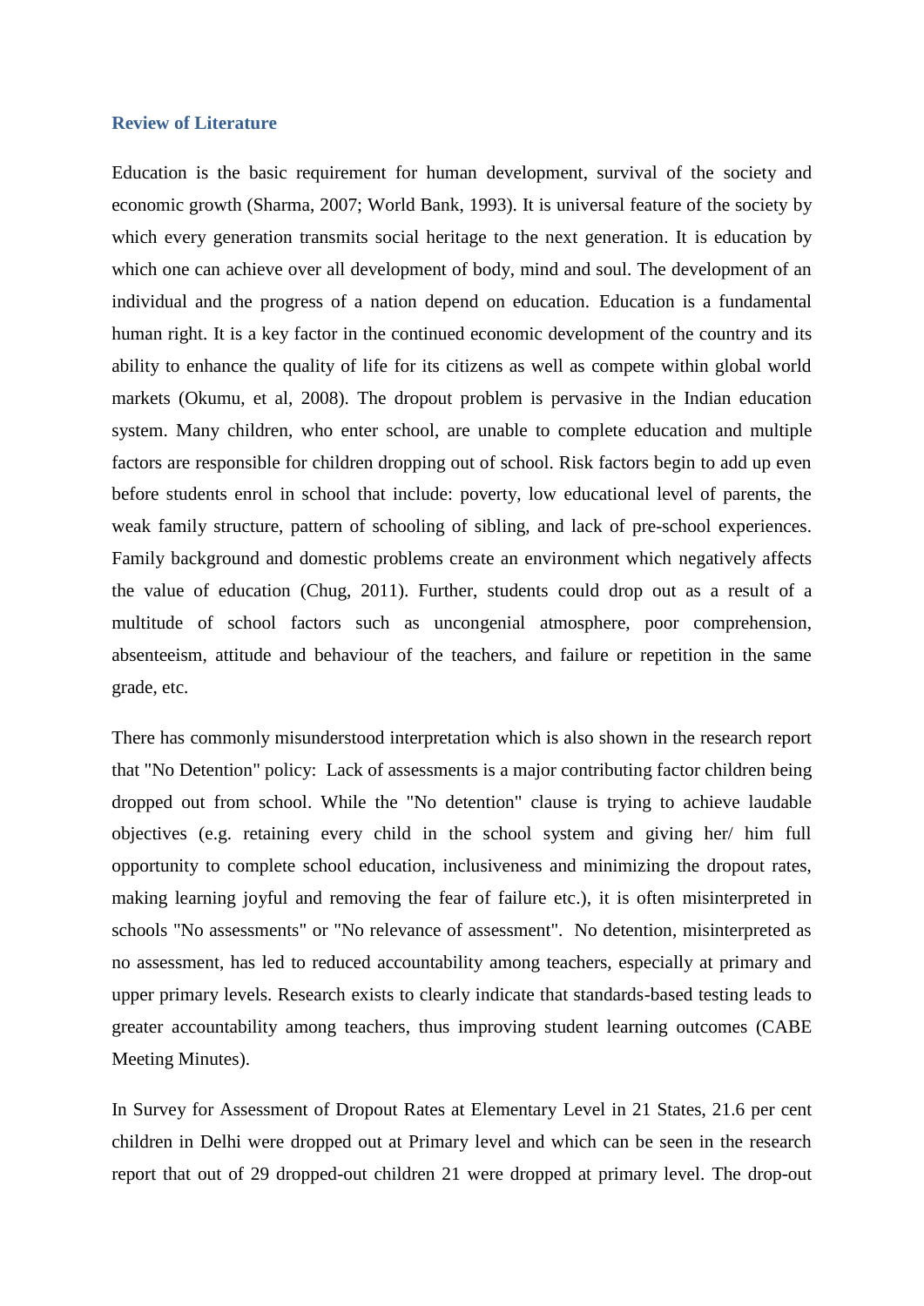## Review of Literature

Education is the basic requirement for human development, survival of the society and economic growth (Sharma, 2007; World Bank, 1993). It is universal feature of the society by which every generation transmits social heritage to the next generation. It is education by which one can achieve over all development of body, mind and soul. The development of an individual and the progress of a nation depend on education. Education is a fundamental human right. It is a key factor in the continued economic development of the country and its ability to enhance the quality of life for its citizens as well as compete within global world markets (Okumu, et al, 2008). The dropout problem is pervasive in the Indian education system. Many children, who enter school, are unable to complete education and multiple factors are responsible for children dropping out of school. Risk factors begin to add up even before students enrol in school that include: poverty, low educational level of parents, the weak family structure, pattern of schooling of sibling, and lack of pre-school experiences. Family background and domestic problems create an environment which negatively affects the value of education (Chug, 2011). Further, students could drop out as a result of a multitude of school factors such as uncongenial atmosphere, poor comprehension, absenteeism, attitude and behaviour of the teachers, and failure or repetition in the same grade, etc.

There has commonly misunderstood interpretation which is also shown in the research report that "No Detention" policy: Lack of assessments is a major contributing factor children being dropped out from school. While the "No detention" clause is trying to achieve laudable objectives (e.g. retaining every child in the school system and giving her/ him full opportunity to complete school education, inclusiveness and minimizing the dropout rates, making learning joyful and removing the fear of failure etc.), it is often misinterpreted in schools "No assessments" or "No relevance of assessment". No detention, misinterpreted as no assessment, has led to reduced accountability among teachers, especially at primary and upper primary levels. Research exists to clearly indicate that standards-based testing leads to greater accountability among teachers, thus improving student learning outcomes (CABE Meeting Minutes).

In Survey for Assessment of Dropout Rates at Elementary Level in 21 States, 21.6 per cent children in Delhi were dropped out at Primary level and which can be seen in the research report that out of 29 dropped-out children 21 were dropped at primary level. The drop-out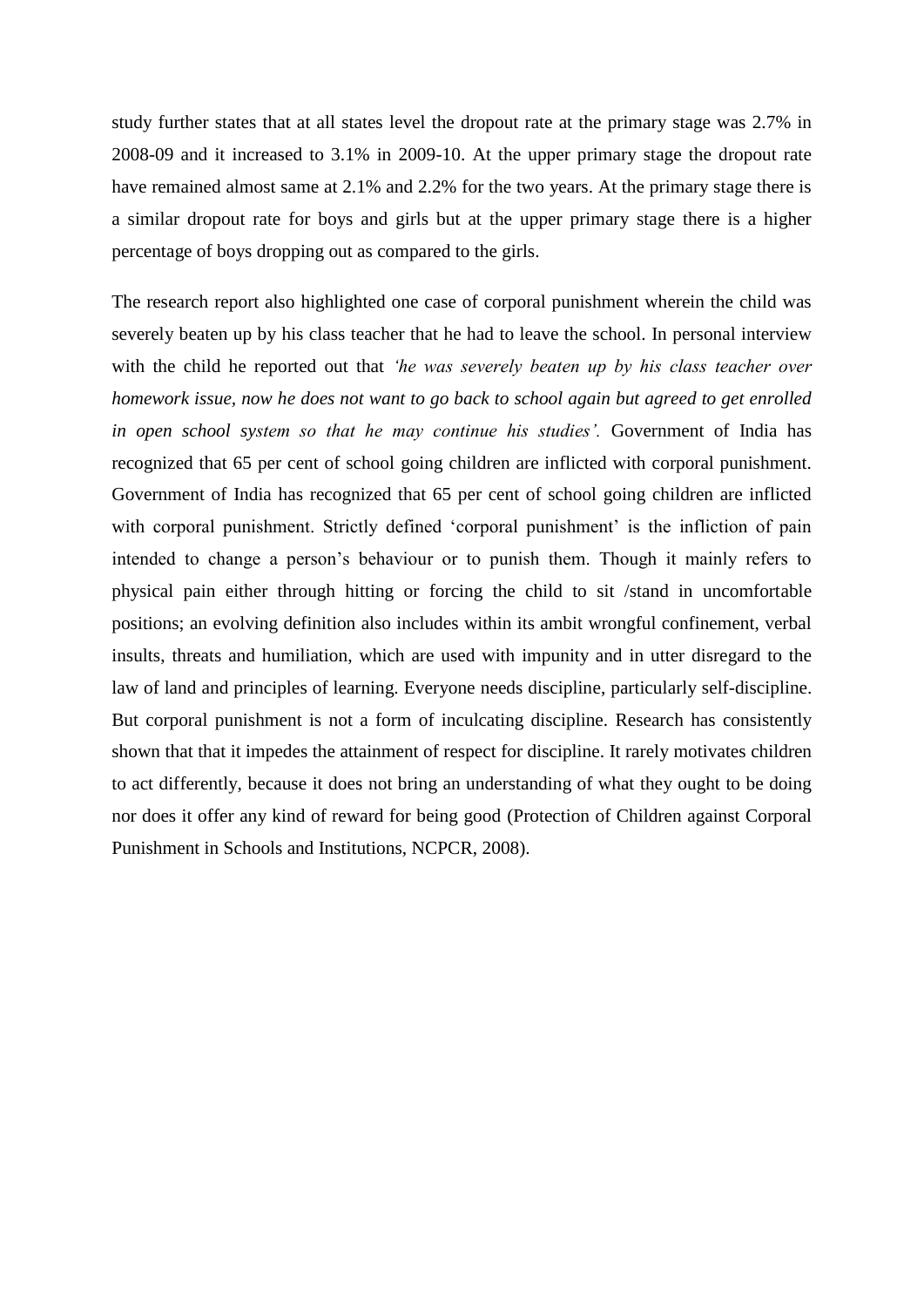study further states that at all states level the dropout rate at the primary stage was 2.7% in 2008-09 and it increased to 3.1% in 2009-10. At the upper primary stage the dropout rate have remained almost same at 2.1% and 2.2% for the two years. At the primary stage there is a similar dropout rate for boys and girls but at the upper primary stage there is a higher percentage of boys dropping out as compared to the girls.

The research report also highlighted one case of corporal punishment wherein the child was severely beaten up by his class teacher that he had to leave the school. In personal interview with the child he reported out that *'he was severely beaten up by his class teacher over homework issue, now he does not want to go back to school again but agreed to get enrolled in open school system so that he may continue his studies'.* Government of India has recognized that 65 per cent of school going children are inflicted with corporal punishment. Government of India has recognized that 65 per cent of school going children are inflicted with corporal punishment. Strictly defined 'corporal punishment' is the infliction of pain intended to change a person's behaviour or to punish them. Though it mainly refers to physical pain either through hitting or forcing the child to sit /stand in uncomfortable positions; an evolving definition also includes within its ambit wrongful confinement, verbal insults, threats and humiliation, which are used with impunity and in utter disregard to the law of land and principles of learning. Everyone needs discipline, particularly self-discipline. But corporal punishment is not a form of inculcating discipline. Research has consistently shown that that it impedes the attainment of respect for discipline. It rarely motivates children to act differently, because it does not bring an understanding of what they ought to be doing nor does it offer any kind of reward for being good (Protection of Children against Corporal Punishment in Schools and Institutions, NCPCR, 2008).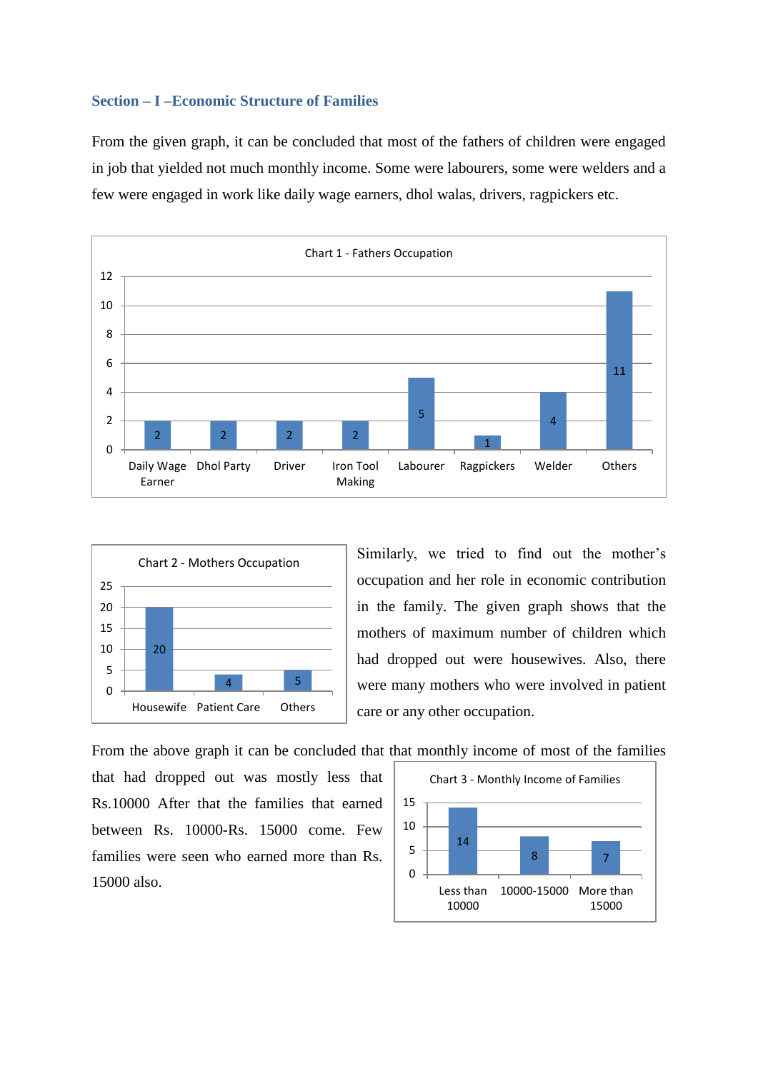### Section – I –Economic Structure of Families

From the given graph, it can be concluded that most of the fathers of children were engaged in job that yielded not much monthly income. Some were labourers, some were welders and a few were engaged in work like daily wage earners, dhol walas, drivers, ragpickers etc.

Chart 1 - Fathers Occupation

| Occupation | Count |
|---|---|
| Daily Wage Earner | 2 |
| Dhol Party | 2 |
| Driver | 2 |
| Iron Tool Making | 2 |
| Labourer | 5 |
| Ragpickers | 1 |
| Welder | 4 |
| Others | 11 |

Chart 2 - Mothers Occupation

| Occupation | Count |
|---|---|
| Housewife | 20 |
| Patient Care | 4 |
| Others | 5 |

Similarly, we tried to find out the mother's occupation and her role in economic contribution in the family. The given graph shows that the mothers of maximum number of children which had dropped out were housewives. Also, there were many mothers who were involved in patient care or any other occupation.

From the above graph it can be concluded that that monthly income of most of the families that had dropped out was mostly less that Rs.10000 After that the families that earned between Rs. 10000-Rs. 15000 come. Few families were seen who earned more than Rs. 15000 also.

Chart 3 - Monthly Income of Families

| Monthly Income | Count |
|---|---|
| Less than 10000 | 14 |
| 10000-15000 | 8 |
| More than 15000 | 7 |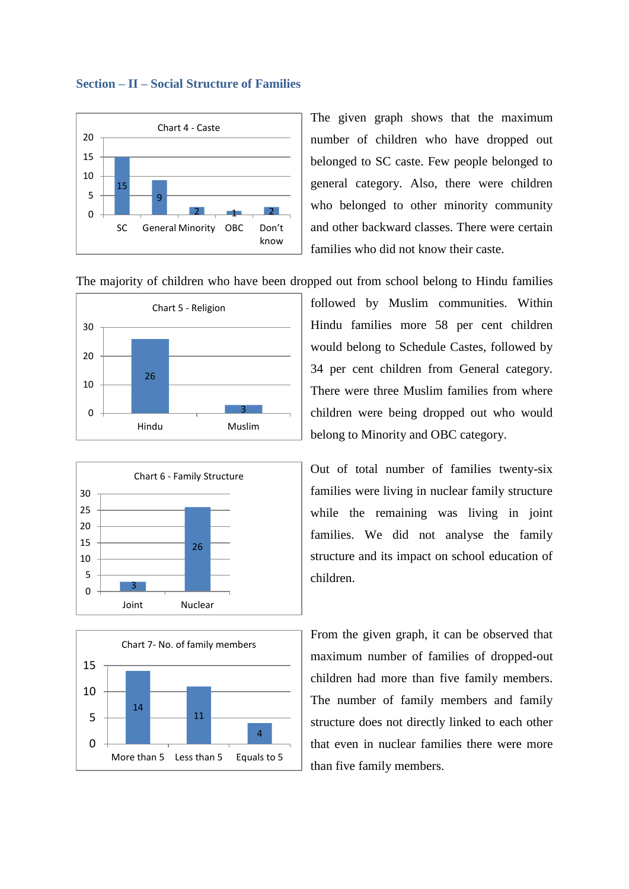## Section – II – Social Structure of Families

**Chart 4 - Caste**

| Caste | Number |
|---|---|
| SC | 15 |
| General | 9 |
| Minority | 2 |
| OBC | 1 |
| Don't know | 2 |

The given graph shows that the maximum number of children who have dropped out belonged to SC caste. Few people belonged to general category. Also, there were children who belonged to other minority community and other backward classes. There were certain families who did not know their caste.

The majority of children who have been dropped out from school belong to Hindu families followed by Muslim communities. Within Hindu families more 58 per cent children would belong to Schedule Castes, followed by 34 per cent children from General category. There were three Muslim families from where children were being dropped out who would belong to Minority and OBC category.

**Chart 5 - Religion**

| Religion | Number |
|---|---|
| Hindu | 26 |
| Muslim | 3 |

**Chart 6 - Family Structure**

| Family Structure | Number |
|---|---|
| Joint | 3 |
| Nuclear | 26 |

Out of total number of families twenty-six families were living in nuclear family structure while the remaining was living in joint families. We did not analyse the family structure and its impact on school education of children.

**Chart 7- No. of family members**

| No. of family members | Number |
|---|---|
| More than 5 | 14 |
| Less than 5 | 11 |
| Equals to 5 | 4 |

From the given graph, it can be observed that maximum number of families of dropped-out children had more than five family members. The number of family members and family structure does not directly linked to each other that even in nuclear families there were more than five family members.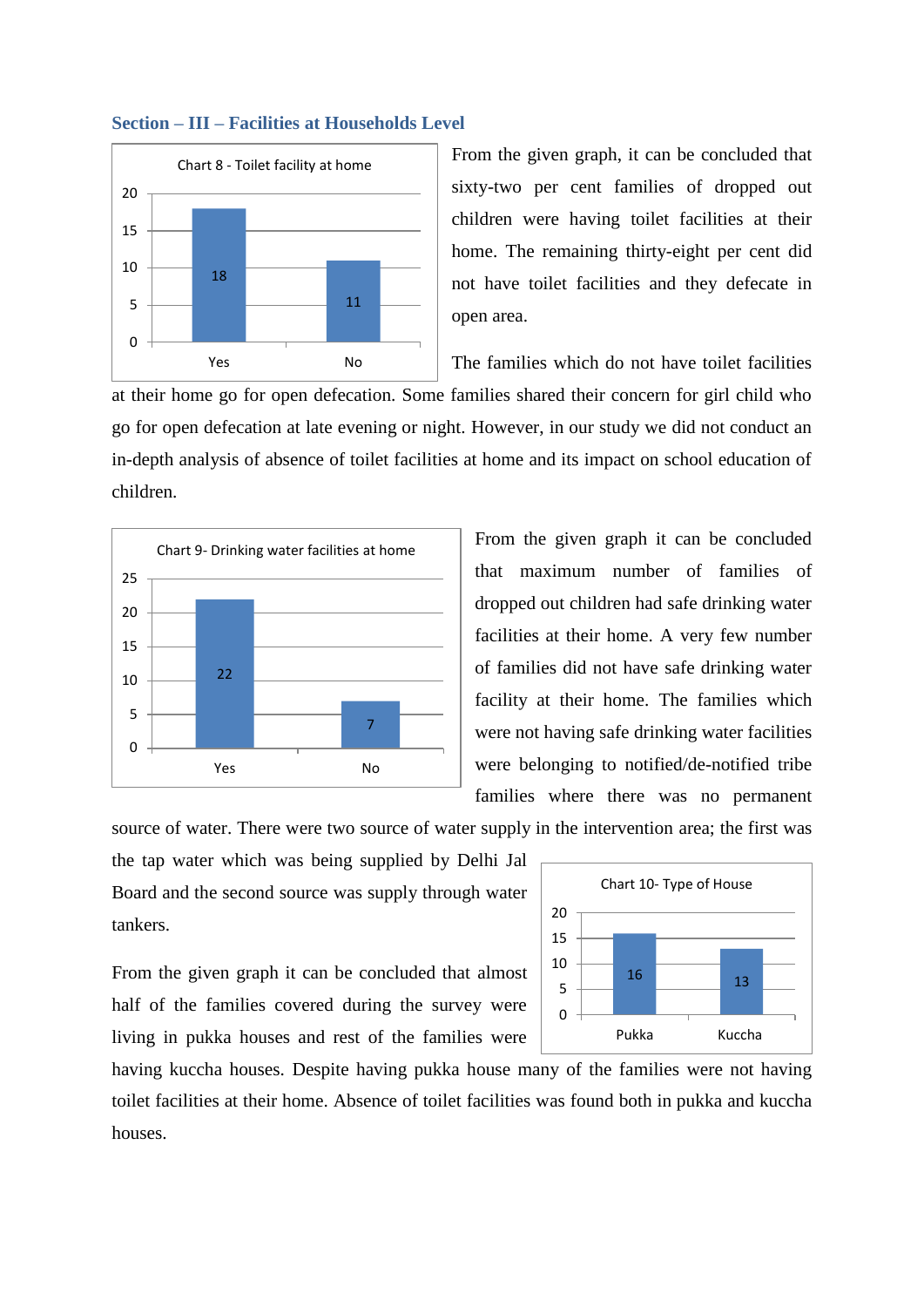## Section – III – Facilities at Households Level

Chart 8 - Toilet facility at home

| | Value |
|---|---|
| Yes | 18 |
| No | 11 |

From the given graph, it can be concluded that sixty-two per cent families of dropped out children were having toilet facilities at their home. The remaining thirty-eight per cent did not have toilet facilities and they defecate in open area.

The families which do not have toilet facilities at their home go for open defecation. Some families shared their concern for girl child who go for open defecation at late evening or night. However, in our study we did not conduct an in-depth analysis of absence of toilet facilities at home and its impact on school education of children.

Chart 9- Drinking water facilities at home

| | Value |
|---|---|
| Yes | 22 |
| No | 7 |

From the given graph it can be concluded that maximum number of families of dropped out children had safe drinking water facilities at their home. A very few number of families did not have safe drinking water facility at their home. The families which were not having safe drinking water facilities were belonging to notified/de-notified tribe families where there was no permanent source of water. There were two source of water supply in the intervention area; the first was the tap water which was being supplied by Delhi Jal Board and the second source was supply through water tankers.

Chart 10- Type of House

| | Value |
|---|---|
| Pukka | 16 |
| Kuccha | 13 |

From the given graph it can be concluded that almost half of the families covered during the survey were living in pukka houses and rest of the families were having kuccha houses. Despite having pukka house many of the families were not having toilet facilities at their home. Absence of toilet facilities was found both in pukka and kuccha houses.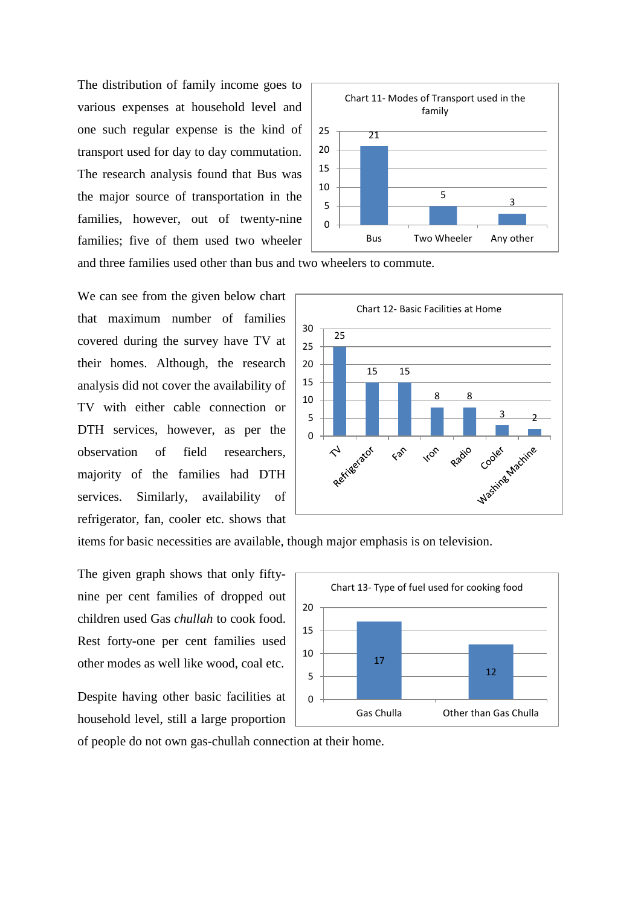The distribution of family income goes to various expenses at household level and one such regular expense is the kind of transport used for day to day commutation. The research analysis found that Bus was the major source of transportation in the families, however, out of twenty-nine families; five of them used two wheeler and three families used other than bus and two wheelers to commute.

Chart 11- Modes of Transport used in the family

| Mode | Families |
|---|---|
| Bus | 21 |
| Two Wheeler | 5 |
| Any other | 3 |

We can see from the given below chart that maximum number of families covered during the survey have TV at their homes. Although, the research analysis did not cover the availability of TV with either cable connection or DTH services, however, as per the observation of field researchers, majority of the families had DTH services. Similarly, availability of refrigerator, fan, cooler etc. shows that items for basic necessities are available, though major emphasis is on television.

Chart 12- Basic Facilities at Home

| Facility | Families |
|---|---|
| TV | 25 |
| Refrigerator | 15 |
| Fan | 15 |
| Iron | 8 |
| Radio | 8 |
| Cooler | 3 |
| Washing Machine | 2 |

The given graph shows that only fifty-nine per cent families of dropped out children used Gas *chullah* to cook food. Rest forty-one per cent families used other modes as well like wood, coal etc.

Despite having other basic facilities at household level, still a large proportion of people do not own gas-chullah connection at their home.

Chart 13- Type of fuel used for cooking food

| Fuel | Families |
|---|---|
| Gas Chulla | 17 |
| Other than Gas Chulla | 12 |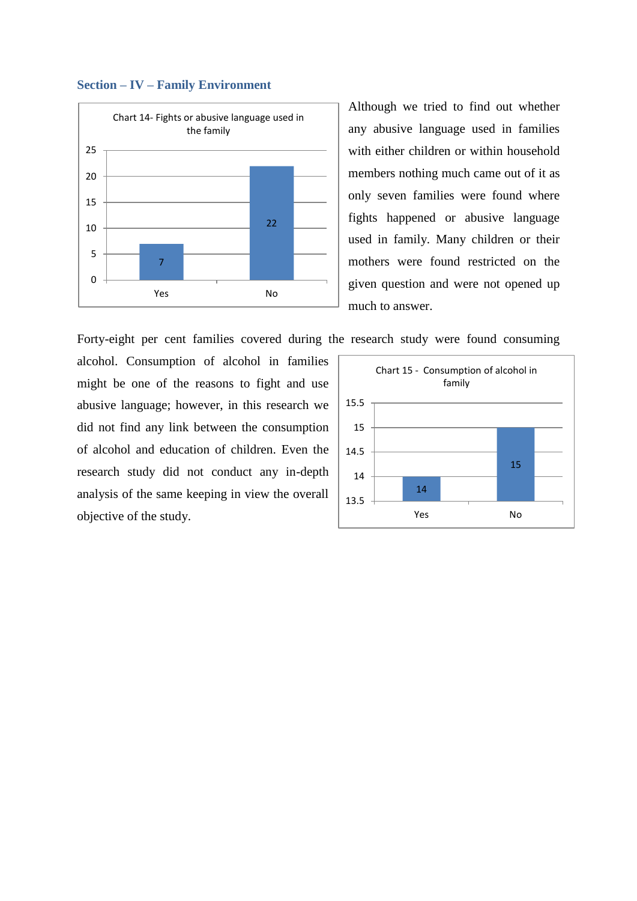### Section – IV – Family Environment

Chart 14- Fights or abusive language used in the family

| | Yes | No |
|---|---|---|
| Families | 7 | 22 |

Although we tried to find out whether any abusive language used in families with either children or within household members nothing much came out of it as only seven families were found where fights happened or abusive language used in family. Many children or their mothers were found restricted on the given question and were not opened up much to answer.

Forty-eight per cent families covered during the research study were found consuming alcohol. Consumption of alcohol in families might be one of the reasons to fight and use abusive language; however, in this research we did not find any link between the consumption of alcohol and education of children. Even the research study did not conduct any in-depth analysis of the same keeping in view the overall objective of the study.

Chart 15 - Consumption of alcohol in family

| | Yes | No |
|---|---|---|
| Families | 14 | 15 |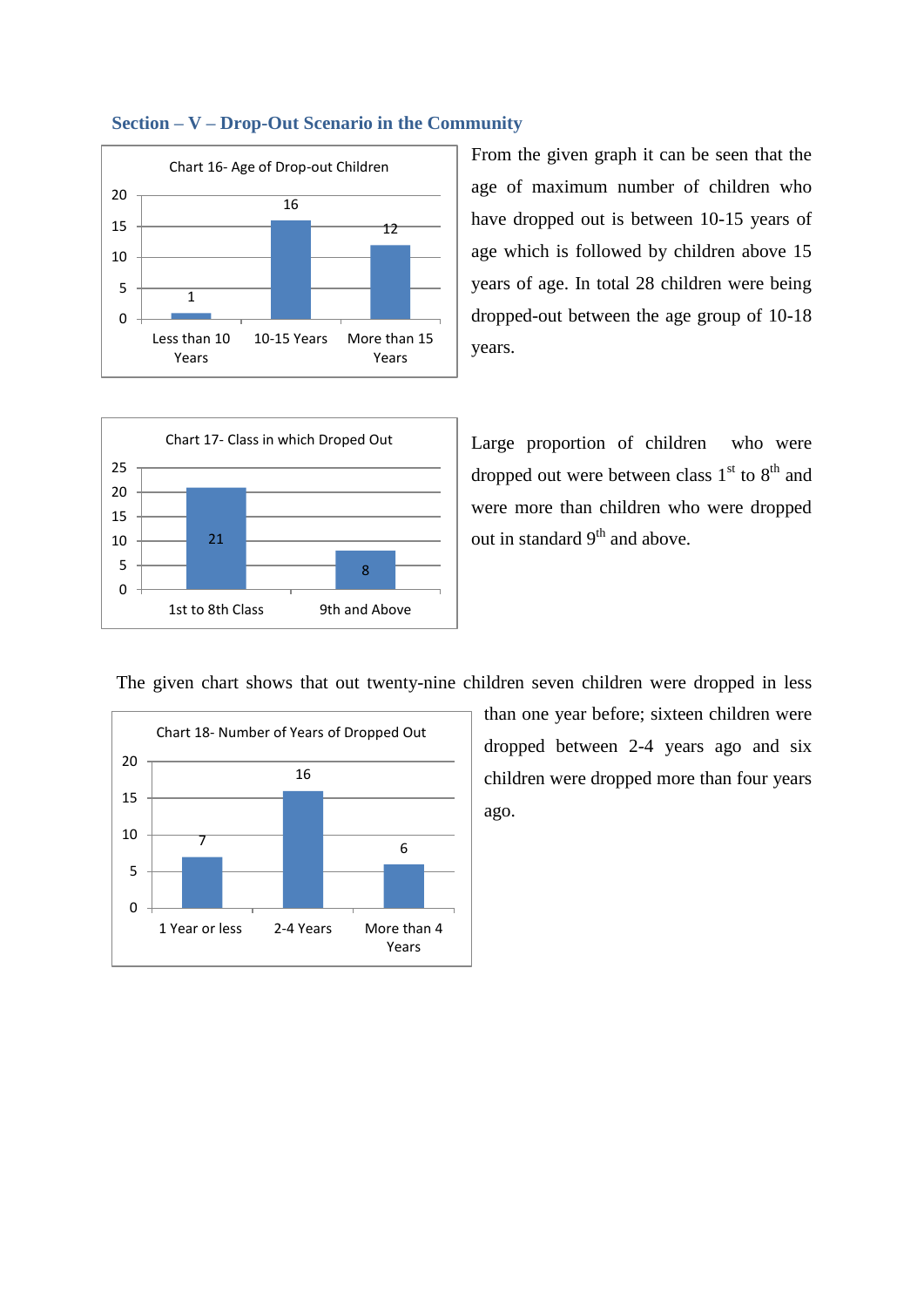## Section – V – Drop-Out Scenario in the Community

Chart 16- Age of Drop-out Children

| Age | Number |
|---|---|
| Less than 10 Years | 1 |
| 10-15 Years | 16 |
| More than 15 Years | 12 |

From the given graph it can be seen that the age of maximum number of children who have dropped out is between 10-15 years of age which is followed by children above 15 years of age. In total 28 children were being dropped-out between the age group of 10-18 years.

Chart 17- Class in which Droped Out

| Class | Number |
|---|---|
| 1st to 8th Class | 21 |
| 9th and Above | 8 |

Large proportion of children who were dropped out were between class 1$^{st}$ to 8$^{th}$ and were more than children who were dropped out in standard 9$^{th}$ and above.

The given chart shows that out twenty-nine children seven children were dropped in less than one year before; sixteen children were dropped between 2-4 years ago and six children were dropped more than four years ago.

Chart 18- Number of Years of Dropped Out

| Years | Number |
|---|---|
| 1 Year or less | 7 |
| 2-4 Years | 16 |
| More than 4 Years | 6 |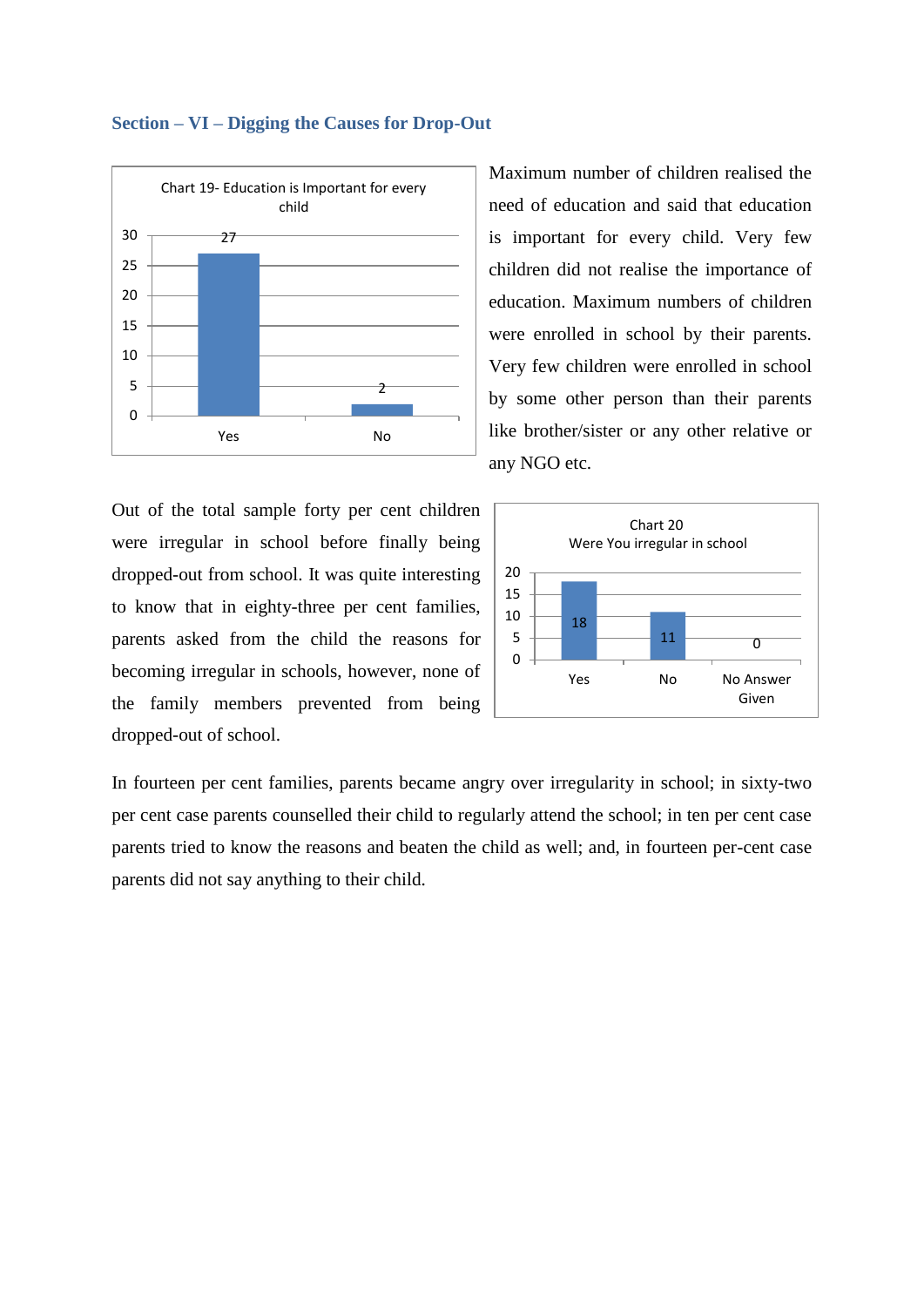## Section – VI – Digging the Causes for Drop-Out

**Chart 19- Education is Important for every child**

| Response | Number |
|---|---|
| Yes | 27 |
| No | 2 |

Maximum number of children realised the need of education and said that education is important for every child. Very few children did not realise the importance of education. Maximum numbers of children were enrolled in school by their parents. Very few children were enrolled in school by some other person than their parents like brother/sister or any other relative or any NGO etc.

Out of the total sample forty per cent children were irregular in school before finally being dropped-out from school. It was quite interesting to know that in eighty-three per cent families, parents asked from the child the reasons for becoming irregular in schools, however, none of the family members prevented from being dropped-out of school.

**Chart 20 Were You irregular in school**

| Response | Number |
|---|---|
| Yes | 18 |
| No | 11 |
| No Answer Given | 0 |

In fourteen per cent families, parents became angry over irregularity in school; in sixty-two per cent case parents counselled their child to regularly attend the school; in ten per cent case parents tried to know the reasons and beaten the child as well; and, in fourteen per-cent case parents did not say anything to their child.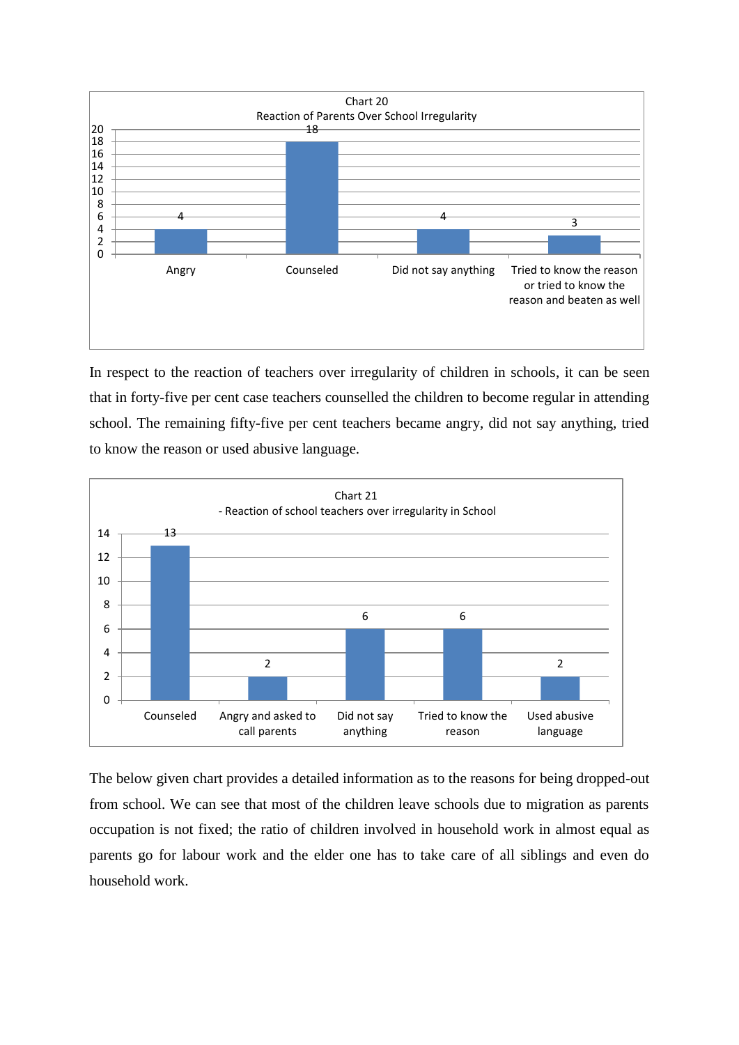Chart 20
Reaction of Parents Over School Irregularity

| Reaction | Count |
|---|---|
| Angry | 4 |
| Counseled | 18 |
| Did not say anything | 4 |
| Tried to know the reason or tried to know the reason and beaten as well | 3 |

In respect to the reaction of teachers over irregularity of children in schools, it can be seen that in forty-five per cent case teachers counselled the children to become regular in attending school. The remaining fifty-five per cent teachers became angry, did not say anything, tried to know the reason or used abusive language.

Chart 21
- Reaction of school teachers over irregularity in School

| Reaction | Count |
|---|---|
| Counseled | 13 |
| Angry and asked to call parents | 2 |
| Did not say anything | 6 |
| Tried to know the reason | 6 |
| Used abusive language | 2 |

The below given chart provides a detailed information as to the reasons for being dropped-out from school. We can see that most of the children leave schools due to migration as parents occupation is not fixed; the ratio of children involved in household work in almost equal as parents go for labour work and the elder one has to take care of all siblings and even do household work.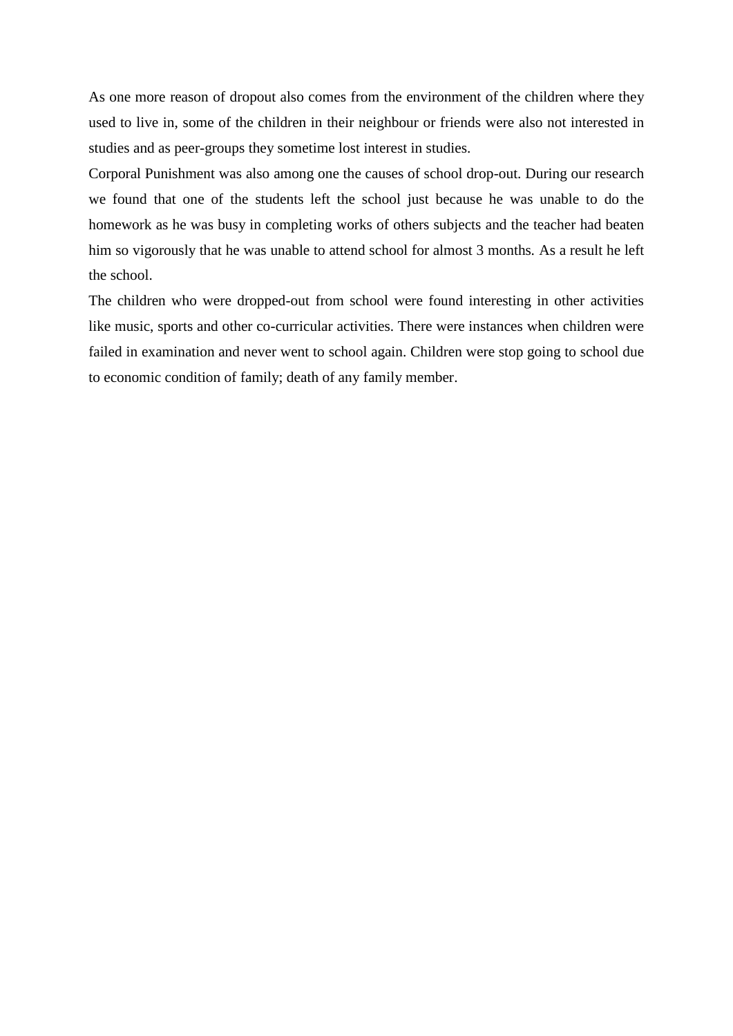As one more reason of dropout also comes from the environment of the children where they used to live in, some of the children in their neighbour or friends were also not interested in studies and as peer-groups they sometime lost interest in studies.

Corporal Punishment was also among one the causes of school drop-out. During our research we found that one of the students left the school just because he was unable to do the homework as he was busy in completing works of others subjects and the teacher had beaten him so vigorously that he was unable to attend school for almost 3 months. As a result he left the school.

The children who were dropped-out from school were found interesting in other activities like music, sports and other co-curricular activities. There were instances when children were failed in examination and never went to school again. Children were stop going to school due to economic condition of family; death of any family member.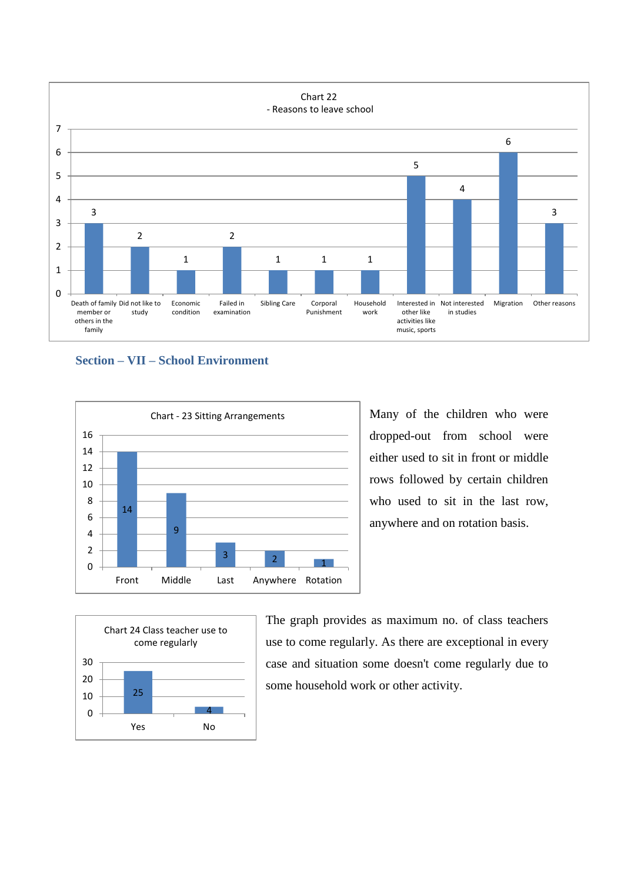Chart 22
- Reasons to leave school

| Reason | Count |
|---|---|
| Death of family member or others in the family | 3 |
| Did not like to study | 2 |
| Economic condition | 1 |
| Failed in examination | 2 |
| Sibling Care | 1 |
| Corporal Punishment | 1 |
| Household work | 1 |
| Interested in other like activities like music, sports | 5 |
| Not interested in studies | 4 |
| Migration | 6 |
| Other reasons | 3 |

## Section – VII – School Environment

Chart - 23 Sitting Arrangements

| Sitting Arrangement | Count |
|---|---|
| Front | 14 |
| Middle | 9 |
| Last | 3 |
| Anywhere | 2 |
| Rotation | 1 |

Many of the children who were dropped-out from school were either used to sit in front or middle rows followed by certain children who used to sit in the last row, anywhere and on rotation basis.

Chart 24 Class teacher use to come regularly

| Response | Count |
|---|---|
| Yes | 25 |
| No | 4 |

The graph provides as maximum no. of class teachers use to come regularly. As there are exceptional in every case and situation some doesn't come regularly due to some household work or other activity.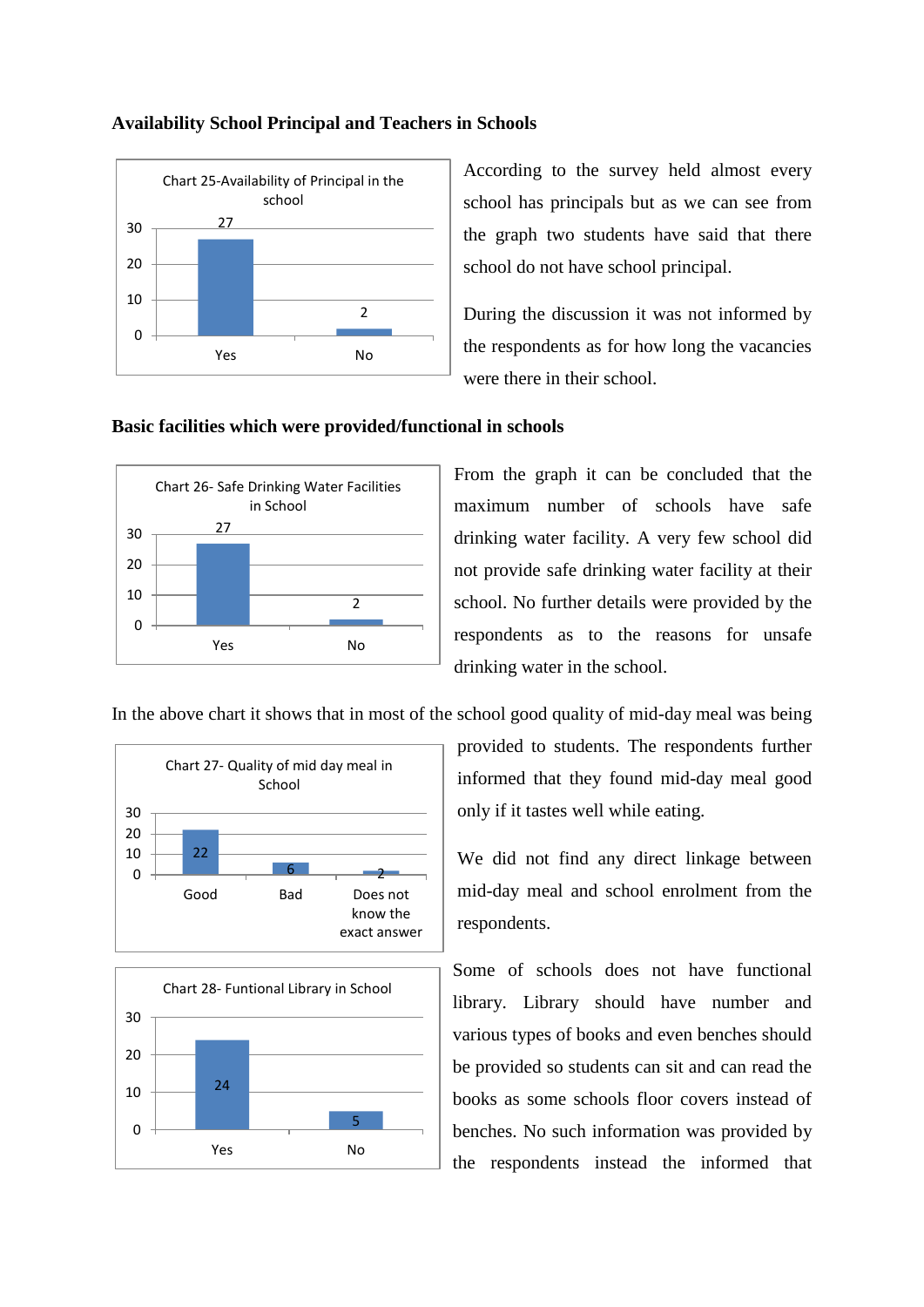**Availability School Principal and Teachers in Schools**

Chart 25-Availability of Principal in the school

| | Count |
|---|---|
| Yes | 27 |
| No | 2 |

According to the survey held almost every school has principals but as we can see from the graph two students have said that there school do not have school principal.

During the discussion it was not informed by the respondents as for how long the vacancies were there in their school.

**Basic facilities which were provided/functional in schools**

Chart 26- Safe Drinking Water Facilities in School

| | Count |
|---|---|
| Yes | 27 |
| No | 2 |

From the graph it can be concluded that the maximum number of schools have safe drinking water facility. A very few school did not provide safe drinking water facility at their school. No further details were provided by the respondents as to the reasons for unsafe drinking water in the school.

In the above chart it shows that in most of the school good quality of mid-day meal was being provided to students. The respondents further informed that they found mid-day meal good only if it tastes well while eating.

Chart 27- Quality of mid day meal in School

| | Count |
|---|---|
| Good | 22 |
| Bad | 6 |
| Does not know the exact answer | 2 |

We did not find any direct linkage between mid-day meal and school enrolment from the respondents.

Chart 28- Funtional Library in School

| | Count |
|---|---|
| Yes | 24 |
| No | 5 |

Some of schools does not have functional library. Library should have number and various types of books and even benches should be provided so students can sit and can read the books as some schools floor covers instead of benches. No such information was provided by the respondents instead the informed that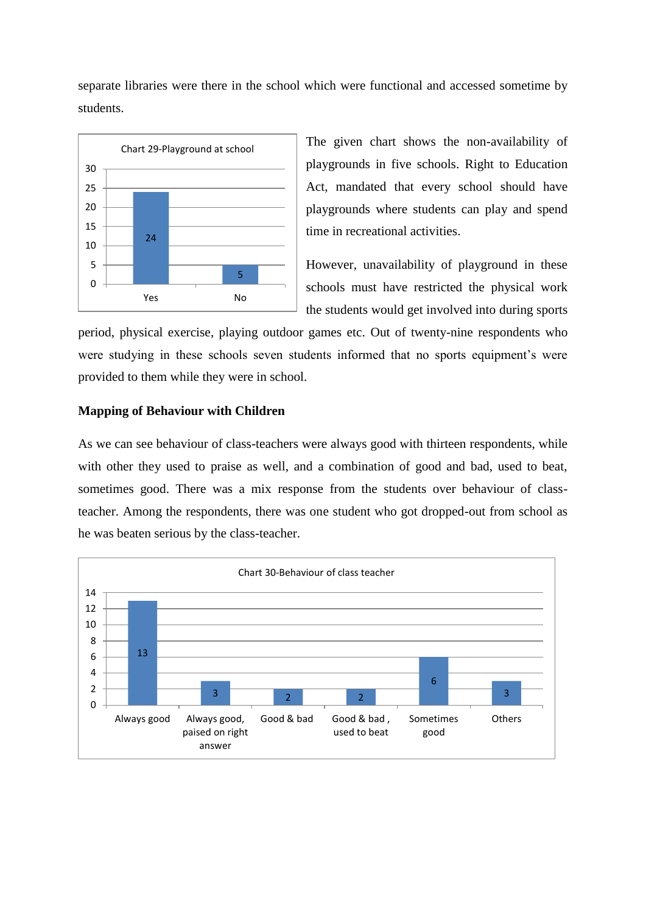separate libraries were there in the school which were functional and accessed sometime by students.

Chart 29-Playground at school

| | Count |
|---|---|
| Yes | 24 |
| No | 5 |

The given chart shows the non-availability of playgrounds in five schools. Right to Education Act, mandated that every school should have playgrounds where students can play and spend time in recreational activities.

However, unavailability of playground in these schools must have restricted the physical work the students would get involved into during sports period, physical exercise, playing outdoor games etc. Out of twenty-nine respondents who were studying in these schools seven students informed that no sports equipment's were provided to them while they were in school.

**Mapping of Behaviour with Children**

As we can see behaviour of class-teachers were always good with thirteen respondents, while with other they used to praise as well, and a combination of good and bad, used to beat, sometimes good. There was a mix response from the students over behaviour of class-teacher. Among the respondents, there was one student who got dropped-out from school as he was beaten serious by the class-teacher.

Chart 30-Behaviour of class teacher

| | Count |
|---|---|
| Always good | 13 |
| Always good, paised on right answer | 3 |
| Good & bad | 2 |
| Good & bad , used to beat | 2 |
| Sometimes good | 6 |
| Others | 3 |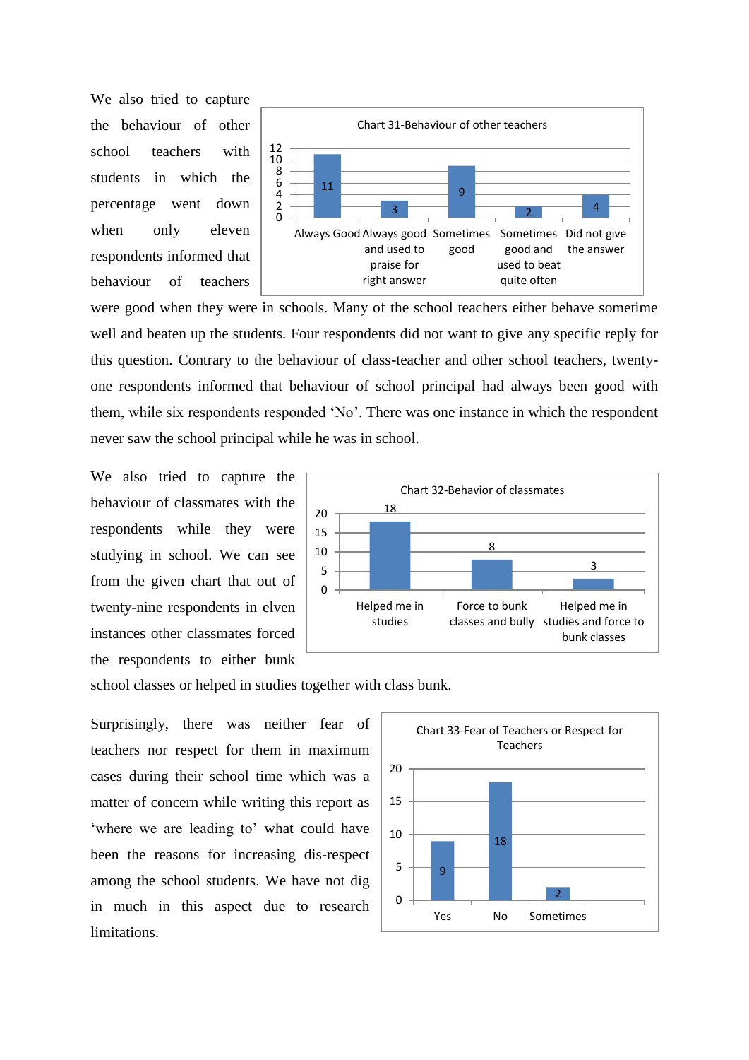We also tried to capture the behaviour of other school teachers with students in which the percentage went down when only eleven respondents informed that behaviour of teachers were good when they were in schools. Many of the school teachers either behave sometime well and beaten up the students. Four respondents did not want to give any specific reply for this question. Contrary to the behaviour of class-teacher and other school teachers, twenty-one respondents informed that behaviour of school principal had always been good with them, while six respondents responded 'No'. There was one instance in which the respondent never saw the school principal while he was in school.

Chart 31-Behaviour of other teachers

| Always Good | Always good and used to praise for right answer | Sometimes good | Sometimes good and used to beat quite often | Did not give the answer |
|---|---|---|---|---|
| 11 | 3 | 9 | 2 | 4 |

We also tried to capture the behaviour of classmates with the respondents while they were studying in school. We can see from the given chart that out of twenty-nine respondents in eleven instances other classmates forced the respondents to either bunk school classes or helped in studies together with class bunk.

Chart 32-Behavior of classmates

| Helped me in studies | Force to bunk classes and bully | Helped me in studies and force to bunk classes |
|---|---|---|
| 18 | 8 | 3 |

Surprisingly, there was neither fear of teachers nor respect for them in maximum cases during their school time which was a matter of concern while writing this report as 'where we are leading to' what could have been the reasons for increasing dis-respect among the school students. We have not dig in much in this aspect due to research limitations.

Chart 33-Fear of Teachers or Respect for Teachers

| Yes | No | Sometimes |
|---|---|---|
| 9 | 18 | 2 |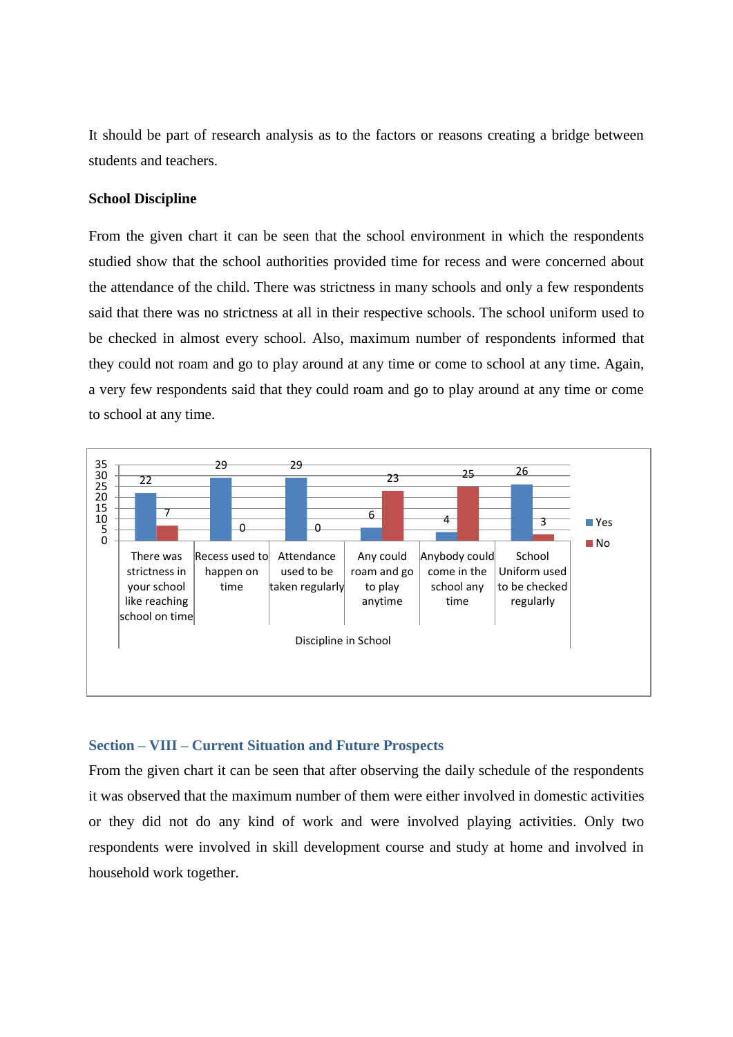It should be part of research analysis as to the factors or reasons creating a bridge between students and teachers.

**School Discipline**

From the given chart it can be seen that the school environment in which the respondents studied show that the school authorities provided time for recess and were concerned about the attendance of the child. There was strictness in many schools and only a few respondents said that there was no strictness at all in their respective schools. The school uniform used to be checked in almost every school. Also, maximum number of respondents informed that they could not roam and go to play around at any time or come to school at any time. Again, a very few respondents said that they could roam and go to play around at any time or come to school at any time.

| Discipline in School | Yes | No |
|---|---|---|
| There was strictness in your school like reaching school on time | 22 | 7 |
| Recess used to happen on time | 29 | 0 |
| Attendance used to be taken regularly | 29 | 0 |
| Any could roam and go to play anytime | 6 | 23 |
| Anybody could come in the school any time | 4 | 25 |
| School Uniform used to be checked regularly | 26 | 3 |

## Section – VIII – Current Situation and Future Prospects

From the given chart it can be seen that after observing the daily schedule of the respondents it was observed that the maximum number of them were either involved in domestic activities or they did not do any kind of work and were involved playing activities. Only two respondents were involved in skill development course and study at home and involved in household work together.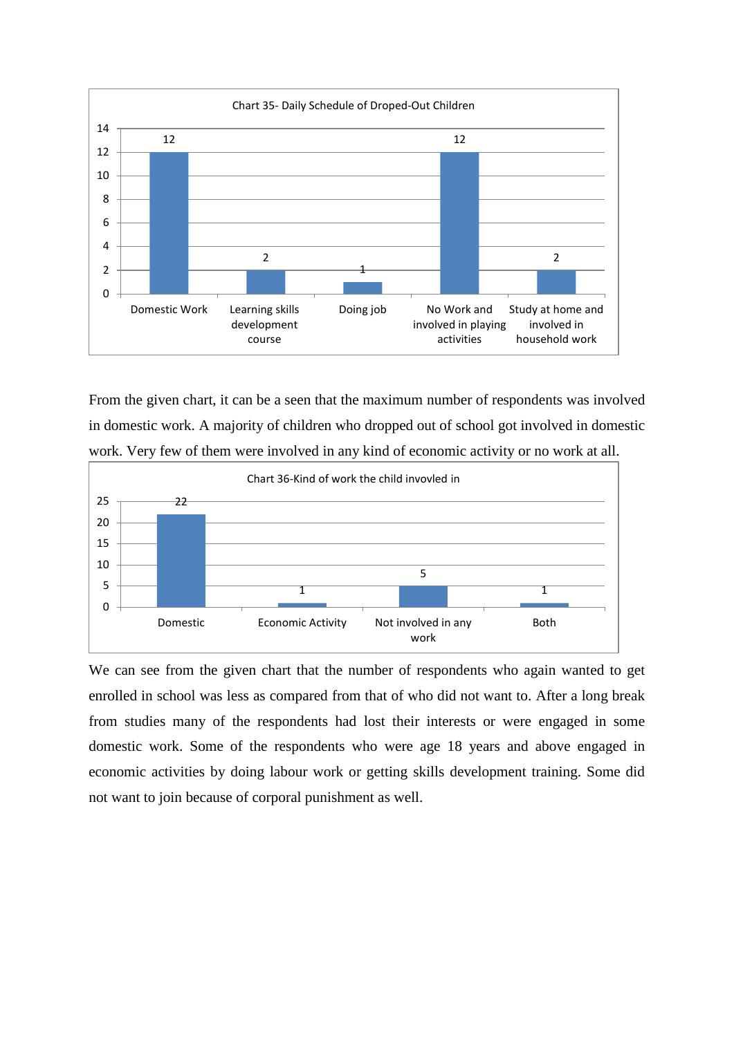Chart 35- Daily Schedule of Droped-Out Children

| Category | Number |
|---|---|
| Domestic Work | 12 |
| Learning skills development course | 2 |
| Doing job | 1 |
| No Work and involved in playing activities | 12 |
| Study at home and involved in household work | 2 |

From the given chart, it can be a seen that the maximum number of respondents was involved in domestic work. A majority of children who dropped out of school got involved in domestic work. Very few of them were involved in any kind of economic activity or no work at all.

Chart 36-Kind of work the child invovled in

| Category | Number |
|---|---|
| Domestic | 22 |
| Economic Activity | 1 |
| Not involved in any work | 5 |
| Both | 1 |

We can see from the given chart that the number of respondents who again wanted to get enrolled in school was less as compared from that of who did not want to. After a long break from studies many of the respondents had lost their interests or were engaged in some domestic work. Some of the respondents who were age 18 years and above engaged in economic activities by doing labour work or getting skills development training. Some did not want to join because of corporal punishment as well.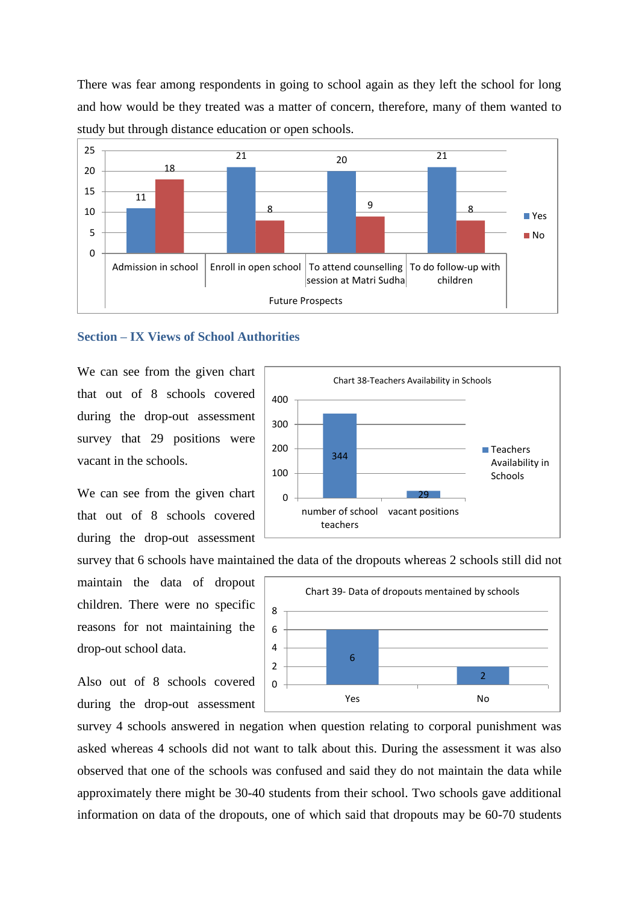There was fear among respondents in going to school again as they left the school for long and how would be they treated was a matter of concern, therefore, many of them wanted to study but through distance education or open schools.

| Future Prospects | Yes | No |
|---|---|---|
| Admission in school | 11 | 18 |
| Enroll in open school | 21 | 8 |
| To attend counselling session at Matri Sudha | 20 | 9 |
| To do follow-up with children | 21 | 8 |

## Section – IX Views of School Authorities

We can see from the given chart that out of 8 schools covered during the drop-out assessment survey that 29 positions were vacant in the schools.

Chart 38-Teachers Availability in Schools

| | Teachers Availability in Schools |
|---|---|
| number of school teachers | 344 |
| vacant positions | 29 |

We can see from the given chart that out of 8 schools covered during the drop-out assessment survey that 6 schools have maintained the data of the dropouts whereas 2 schools still did not maintain the data of dropout children. There were no specific reasons for not maintaining the drop-out school data.

Chart 39- Data of dropouts mentained by schools

| | |
|---|---|
| Yes | 6 |
| No | 2 |

Also out of 8 schools covered during the drop-out assessment survey 4 schools answered in negation when question relating to corporal punishment was asked whereas 4 schools did not want to talk about this. During the assessment it was also observed that one of the schools was confused and said they do not maintain the data while approximately there might be 30-40 students from their school. Two schools gave additional information on data of the dropouts, one of which said that dropouts may be 60-70 students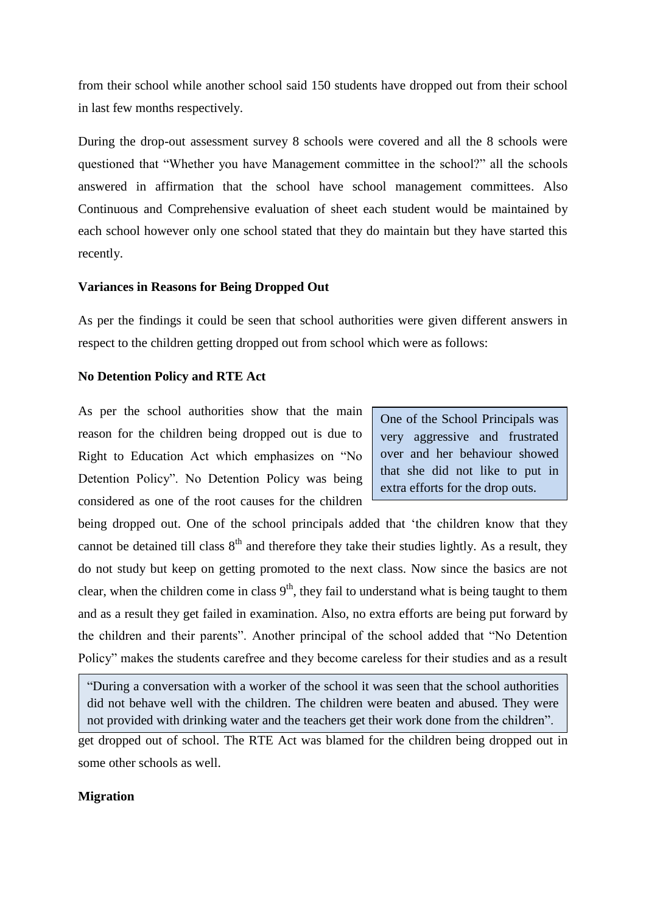from their school while another school said 150 students have dropped out from their school in last few months respectively.

During the drop-out assessment survey 8 schools were covered and all the 8 schools were questioned that "Whether you have Management committee in the school?" all the schools answered in affirmation that the school have school management committees. Also Continuous and Comprehensive evaluation of sheet each student would be maintained by each school however only one school stated that they do maintain but they have started this recently.

**Variances in Reasons for Being Dropped Out**

As per the findings it could be seen that school authorities were given different answers in respect to the children getting dropped out from school which were as follows:

**No Detention Policy and RTE Act**

As per the school authorities show that the main reason for the children being dropped out is due to Right to Education Act which emphasizes on "No Detention Policy". No Detention Policy was being considered as one of the root causes for the children being dropped out. One of the school principals added that 'the children know that they cannot be detained till class 8th and therefore they take their studies lightly. As a result, they do not study but keep on getting promoted to the next class. Now since the basics are not clear, when the children come in class 9th, they fail to understand what is being taught to them and as a result they get failed in examination. Also, no extra efforts are being put forward by the children and their parents". Another principal of the school added that "No Detention Policy" makes the students carefree and they become careless for their studies and as a result get dropped out of school. The RTE Act was blamed for the children being dropped out in some other schools as well.

> One of the School Principals was very aggressive and frustrated over and her behaviour showed that she did not like to put in extra efforts for the drop outs.

> "During a conversation with a worker of the school it was seen that the school authorities did not behave well with the children. The children were beaten and abused. They were not provided with drinking water and the teachers get their work done from the children".

**Migration**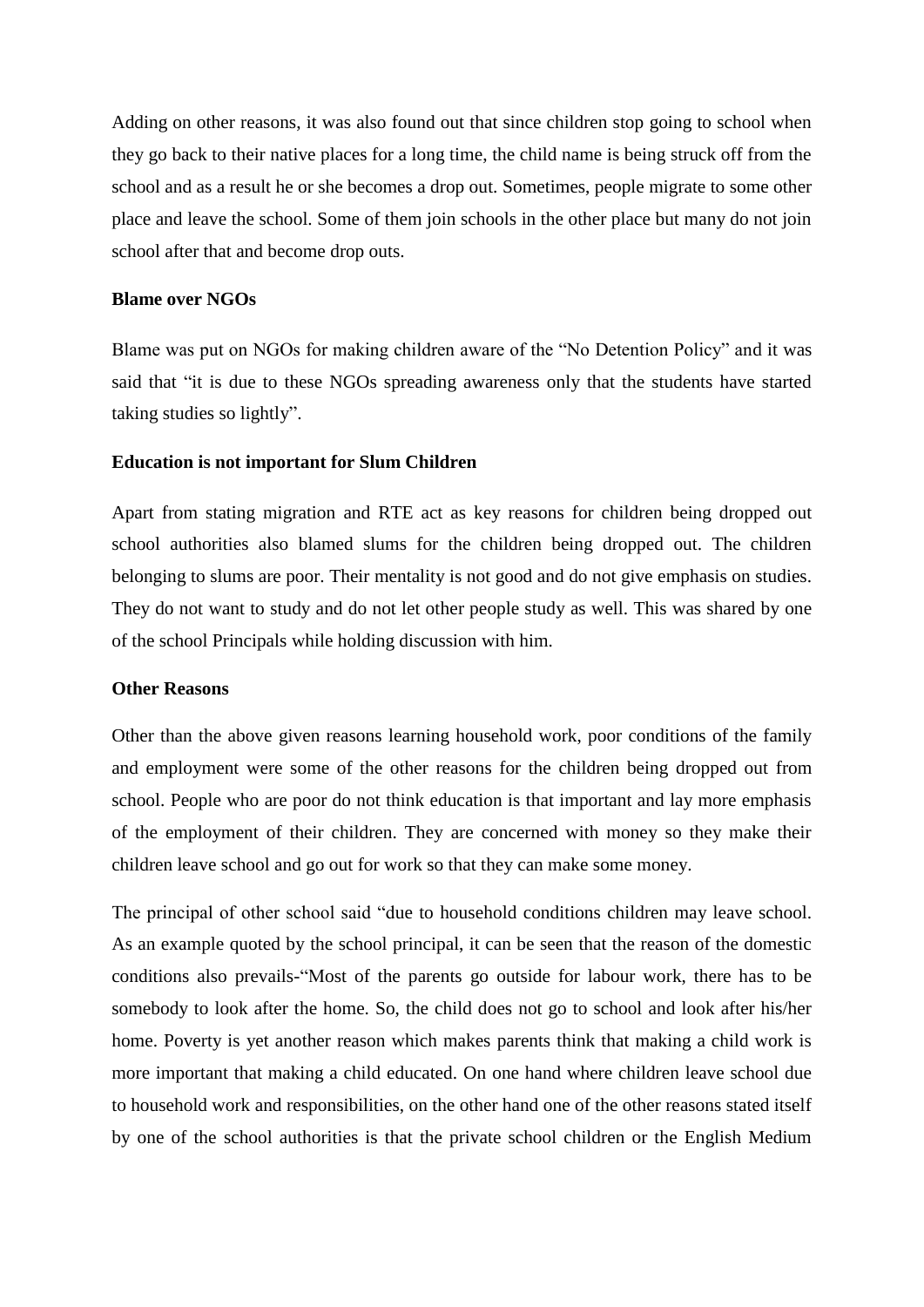Adding on other reasons, it was also found out that since children stop going to school when they go back to their native places for a long time, the child name is being struck off from the school and as a result he or she becomes a drop out. Sometimes, people migrate to some other place and leave the school. Some of them join schools in the other place but many do not join school after that and become drop outs.

**Blame over NGOs**

Blame was put on NGOs for making children aware of the "No Detention Policy" and it was said that "it is due to these NGOs spreading awareness only that the students have started taking studies so lightly".

**Education is not important for Slum Children**

Apart from stating migration and RTE act as key reasons for children being dropped out school authorities also blamed slums for the children being dropped out. The children belonging to slums are poor. Their mentality is not good and do not give emphasis on studies. They do not want to study and do not let other people study as well. This was shared by one of the school Principals while holding discussion with him.

**Other Reasons**

Other than the above given reasons learning household work, poor conditions of the family and employment were some of the other reasons for the children being dropped out from school. People who are poor do not think education is that important and lay more emphasis of the employment of their children. They are concerned with money so they make their children leave school and go out for work so that they can make some money.

The principal of other school said "due to household conditions children may leave school. As an example quoted by the school principal, it can be seen that the reason of the domestic conditions also prevails-"Most of the parents go outside for labour work, there has to be somebody to look after the home. So, the child does not go to school and look after his/her home. Poverty is yet another reason which makes parents think that making a child work is more important that making a child educated. On one hand where children leave school due to household work and responsibilities, on the other hand one of the other reasons stated itself by one of the school authorities is that the private school children or the English Medium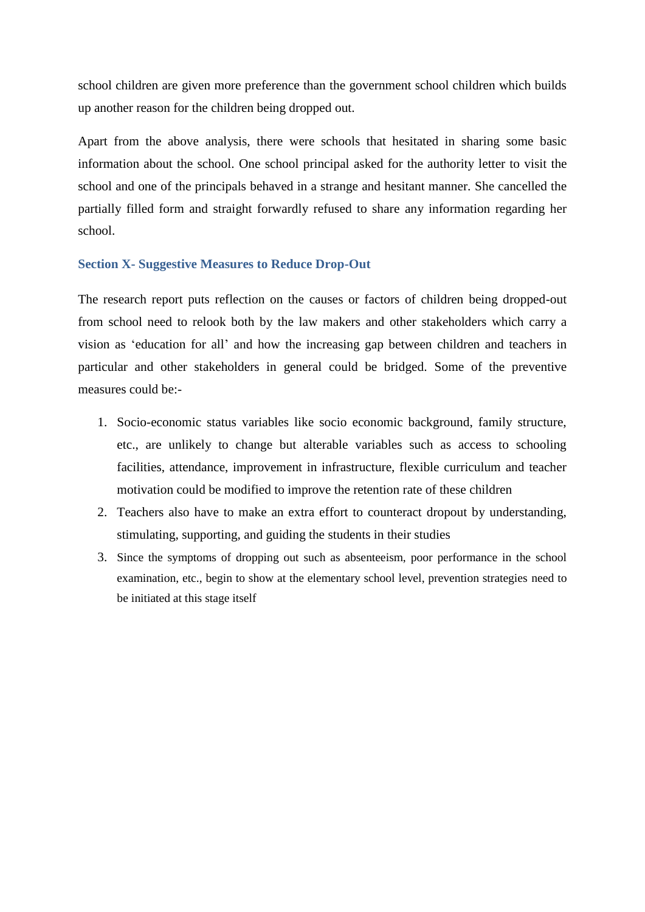school children are given more preference than the government school children which builds up another reason for the children being dropped out.

Apart from the above analysis, there were schools that hesitated in sharing some basic information about the school. One school principal asked for the authority letter to visit the school and one of the principals behaved in a strange and hesitant manner. She cancelled the partially filled form and straight forwardly refused to share any information regarding her school.

### Section X- Suggestive Measures to Reduce Drop-Out

The research report puts reflection on the causes or factors of children being dropped-out from school need to relook both by the law makers and other stakeholders which carry a vision as 'education for all' and how the increasing gap between children and teachers in particular and other stakeholders in general could be bridged. Some of the preventive measures could be:-

1. Socio-economic status variables like socio economic background, family structure, etc., are unlikely to change but alterable variables such as access to schooling facilities, attendance, improvement in infrastructure, flexible curriculum and teacher motivation could be modified to improve the retention rate of these children
2. Teachers also have to make an extra effort to counteract dropout by understanding, stimulating, supporting, and guiding the students in their studies
3. Since the symptoms of dropping out such as absenteeism, poor performance in the school examination, etc., begin to show at the elementary school level, prevention strategies need to be initiated at this stage itself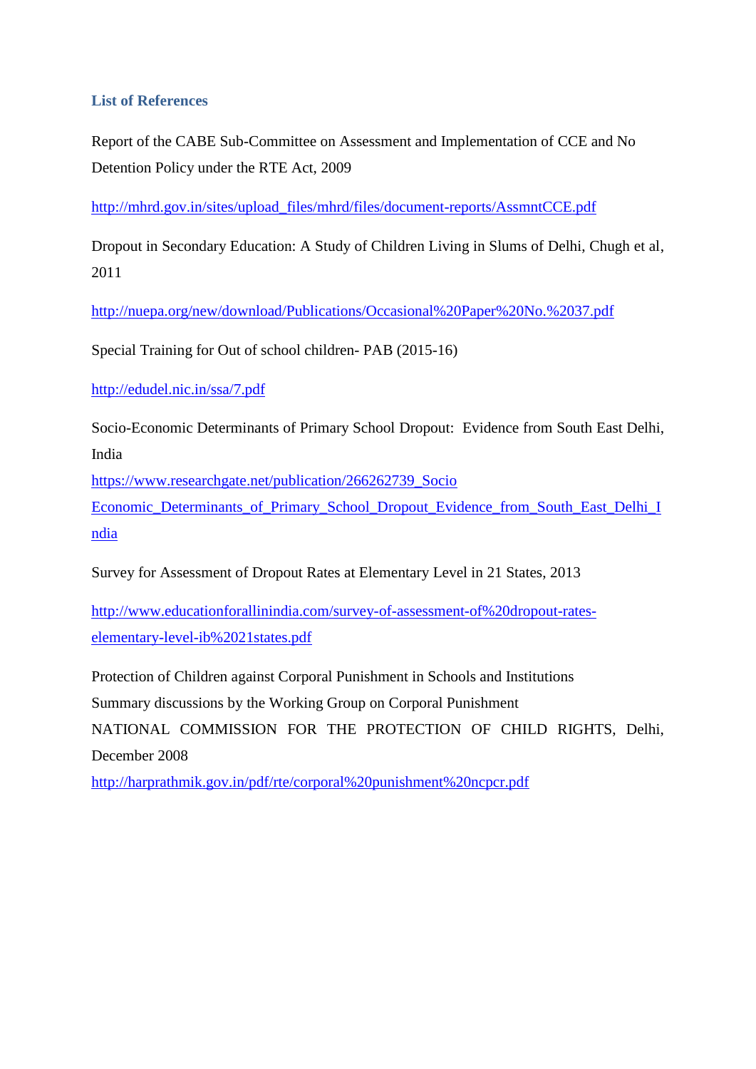## List of References

Report of the CABE Sub-Committee on Assessment and Implementation of CCE and No Detention Policy under the RTE Act, 2009

http://mhrd.gov.in/sites/upload_files/mhrd/files/document-reports/AssmntCCE.pdf

Dropout in Secondary Education: A Study of Children Living in Slums of Delhi, Chugh et al, 2011

http://nuepa.org/new/download/Publications/Occasional%20Paper%20No.%2037.pdf

Special Training for Out of school children- PAB (2015-16)

http://edudel.nic.in/ssa/7.pdf

Socio-Economic Determinants of Primary School Dropout: Evidence from South East Delhi, India
https://www.researchgate.net/publication/266262739_Socio Economic_Determinants_of_Primary_School_Dropout_Evidence_from_South_East_Delhi_India

Survey for Assessment of Dropout Rates at Elementary Level in 21 States, 2013

http://www.educationforallinindia.com/survey-of-assessment-of%20dropout-rates-elementary-level-ib%2021states.pdf

Protection of Children against Corporal Punishment in Schools and Institutions
Summary discussions by the Working Group on Corporal Punishment
NATIONAL COMMISSION FOR THE PROTECTION OF CHILD RIGHTS, Delhi, December 2008
http://harprathmik.gov.in/pdf/rte/corporal%20punishment%20ncpcr.pdf